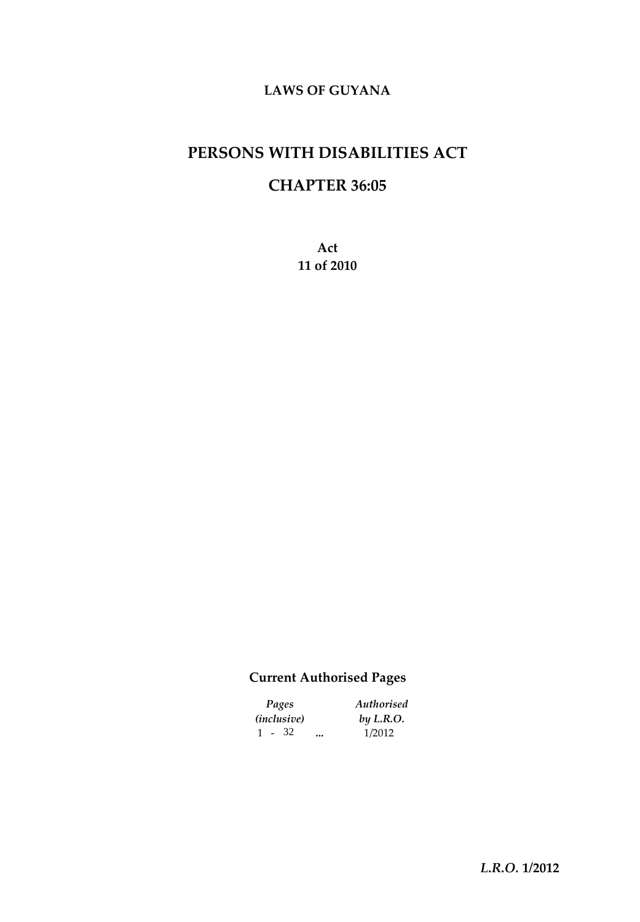**LAWS OF GUYANA**

# PERSONS WITH DISABILITIES ACT

# CHAPTER 36:05

**Act**
**11 of 2010**

**Current Authorised Pages**

| *Pages (inclusive)* | | *Authorised by L.R.O.* |
|---|---|---|
| 1 - 32 | ... | 1/2012 |

***L.R.O.* 1/2012**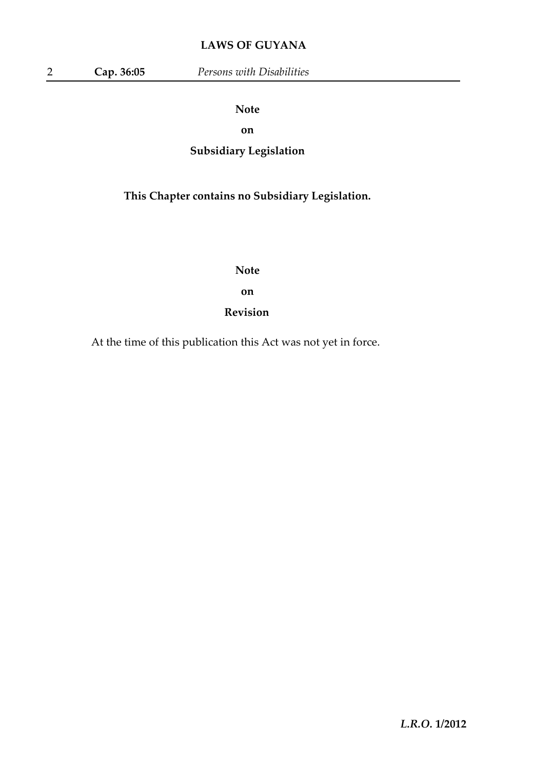## Note

## on

## Subsidiary Legislation

**This Chapter contains no Subsidiary Legislation.**

## Note

## on

## Revision

At the time of this publication this Act was not yet in force.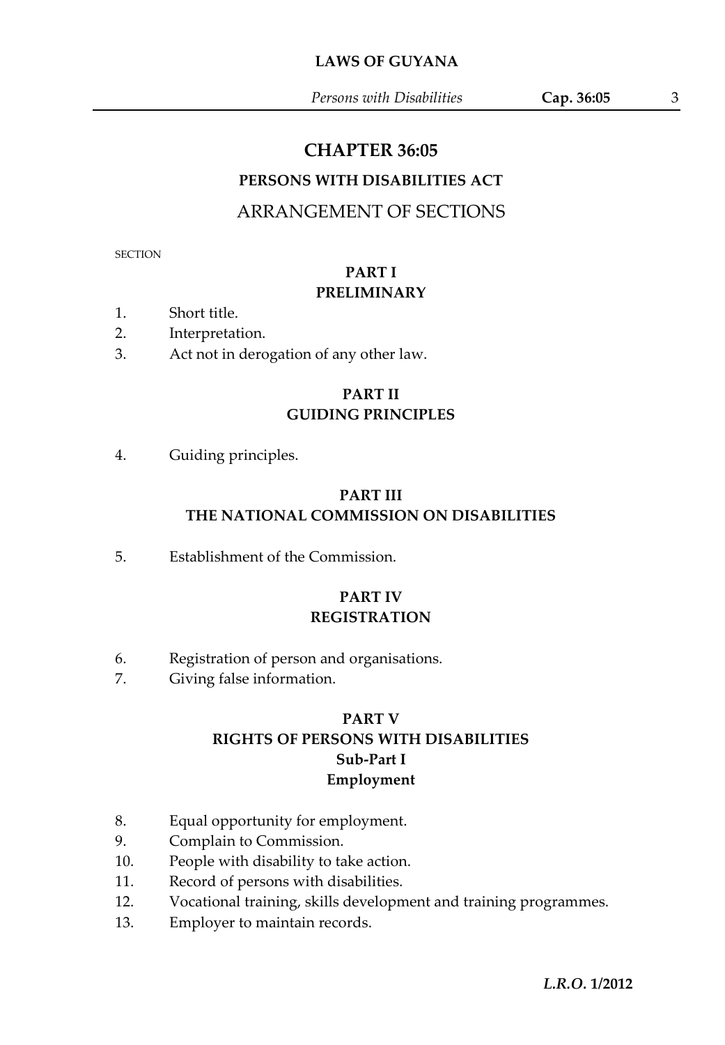# CHAPTER 36:05

## PERSONS WITH DISABILITIES ACT

## ARRANGEMENT OF SECTIONS

SECTION

### PART I
### PRELIMINARY

1. Short title.
2. Interpretation.
3. Act not in derogation of any other law.

### PART II
### GUIDING PRINCIPLES

4. Guiding principles.

### PART III
### THE NATIONAL COMMISSION ON DISABILITIES

5. Establishment of the Commission.

### PART IV
### REGISTRATION

6. Registration of person and organisations.
7. Giving false information.

### PART V
### RIGHTS OF PERSONS WITH DISABILITIES
#### Sub-Part I
#### Employment

8. Equal opportunity for employment.
9. Complain to Commission.
10. People with disability to take action.
11. Record of persons with disabilities.
12. Vocational training, skills development and training programmes.
13. Employer to maintain records.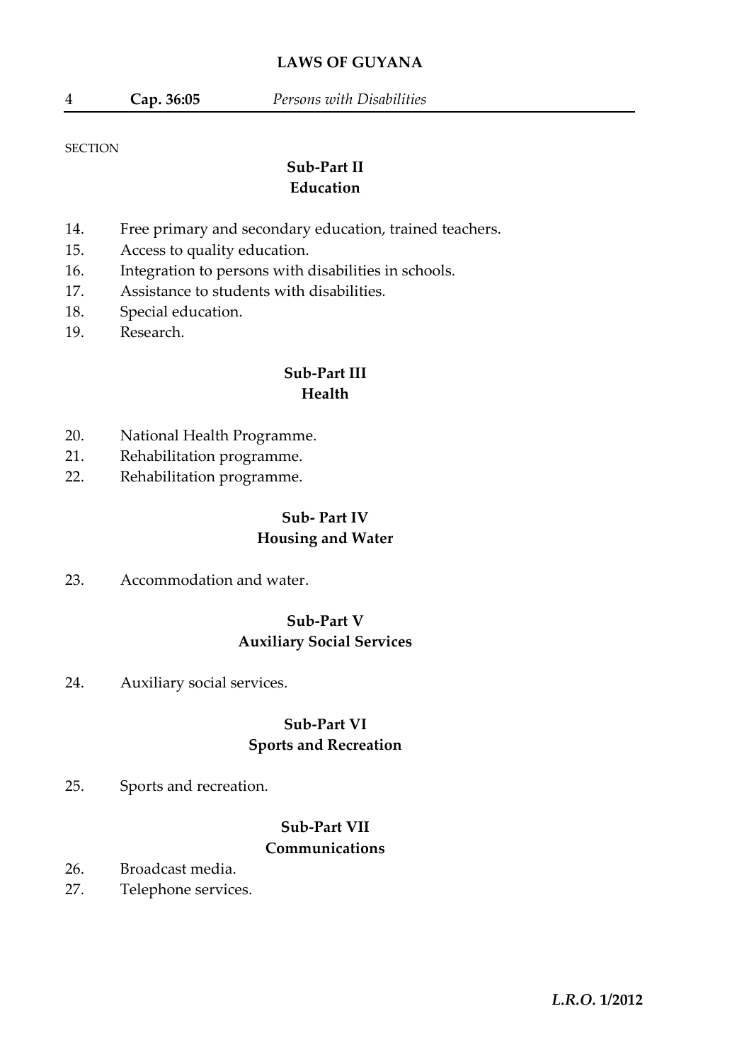SECTION

## Sub-Part II
## Education

14. Free primary and secondary education, trained teachers.
15. Access to quality education.
16. Integration to persons with disabilities in schools.
17. Assistance to students with disabilities.
18. Special education.
19. Research.

## Sub-Part III
## Health

20. National Health Programme.
21. Rehabilitation programme.
22. Rehabilitation programme.

## Sub- Part IV
## Housing and Water

23. Accommodation and water.

## Sub-Part V
## Auxiliary Social Services

24. Auxiliary social services.

## Sub-Part VI
## Sports and Recreation

25. Sports and recreation.

## Sub-Part VII
## Communications

26. Broadcast media.
27. Telephone services.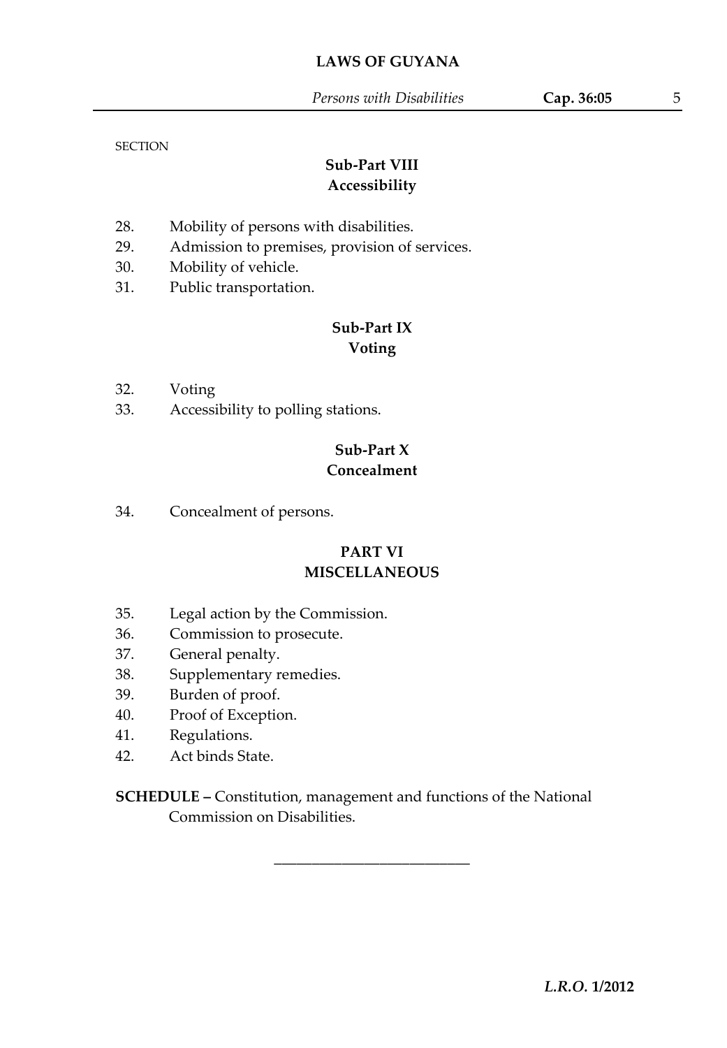SECTION

### Sub-Part VIII
### Accessibility

28. Mobility of persons with disabilities.
29. Admission to premises, provision of services.
30. Mobility of vehicle.
31. Public transportation.

### Sub-Part IX
### Voting

32. Voting
33. Accessibility to polling stations.

### Sub-Part X
### Concealment

34. Concealment of persons.

## PART VI
## MISCELLANEOUS

35. Legal action by the Commission.
36. Commission to prosecute.
37. General penalty.
38. Supplementary remedies.
39. Burden of proof.
40. Proof of Exception.
41. Regulations.
42. Act binds State.

**SCHEDULE –** Constitution, management and functions of the National Commission on Disabilities.

\_\_\_\_\_\_\_\_\_\_\_\_\_\_\_\_\_\_\_\_\_\_\_\_\_\_

*L.R.O.* **1/2012**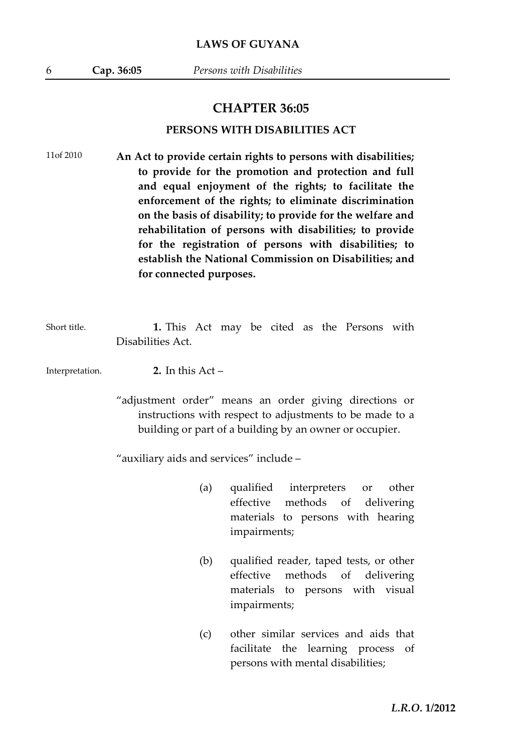# CHAPTER 36:05

## PERSONS WITH DISABILITIES ACT

11of 2010

**An Act to provide certain rights to persons with disabilities; to provide for the promotion and protection and full and equal enjoyment of the rights; to facilitate the enforcement of the rights; to eliminate discrimination on the basis of disability; to provide for the welfare and rehabilitation of persons with disabilities; to provide for the registration of persons with disabilities; to establish the National Commission on Disabilities; and for connected purposes.**

Short title.

**1.** This Act may be cited as the Persons with Disabilities Act.

Interpretation.

**2.** In this Act –

"adjustment order" means an order giving directions or instructions with respect to adjustments to be made to a building or part of a building by an owner or occupier.

"auxiliary aids and services" include –

(a) qualified interpreters or other effective methods of delivering materials to persons with hearing impairments;

(b) qualified reader, taped tests, or other effective methods of delivering materials to persons with visual impairments;

(c) other similar services and aids that facilitate the learning process of persons with mental disabilities;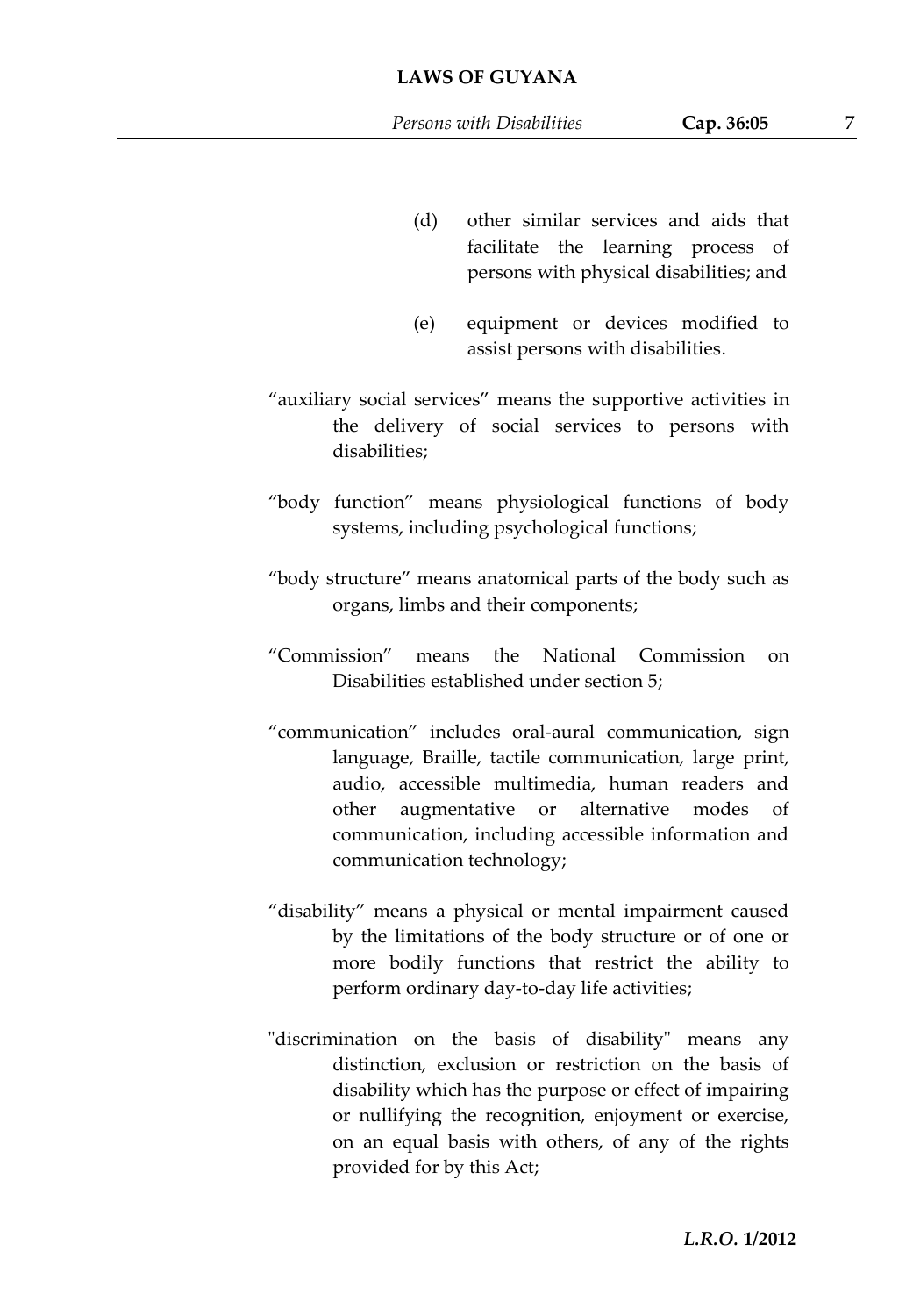(d) other similar services and aids that facilitate the learning process of persons with physical disabilities; and

(e) equipment or devices modified to assist persons with disabilities.

"auxiliary social services" means the supportive activities in the delivery of social services to persons with disabilities;

"body function" means physiological functions of body systems, including psychological functions;

"body structure" means anatomical parts of the body such as organs, limbs and their components;

"Commission" means the National Commission on Disabilities established under section 5;

"communication" includes oral-aural communication, sign language, Braille, tactile communication, large print, audio, accessible multimedia, human readers and other augmentative or alternative modes of communication, including accessible information and communication technology;

"disability" means a physical or mental impairment caused by the limitations of the body structure or of one or more bodily functions that restrict the ability to perform ordinary day-to-day life activities;

"discrimination on the basis of disability" means any distinction, exclusion or restriction on the basis of disability which has the purpose or effect of impairing or nullifying the recognition, enjoyment or exercise, on an equal basis with others, of any of the rights provided for by this Act;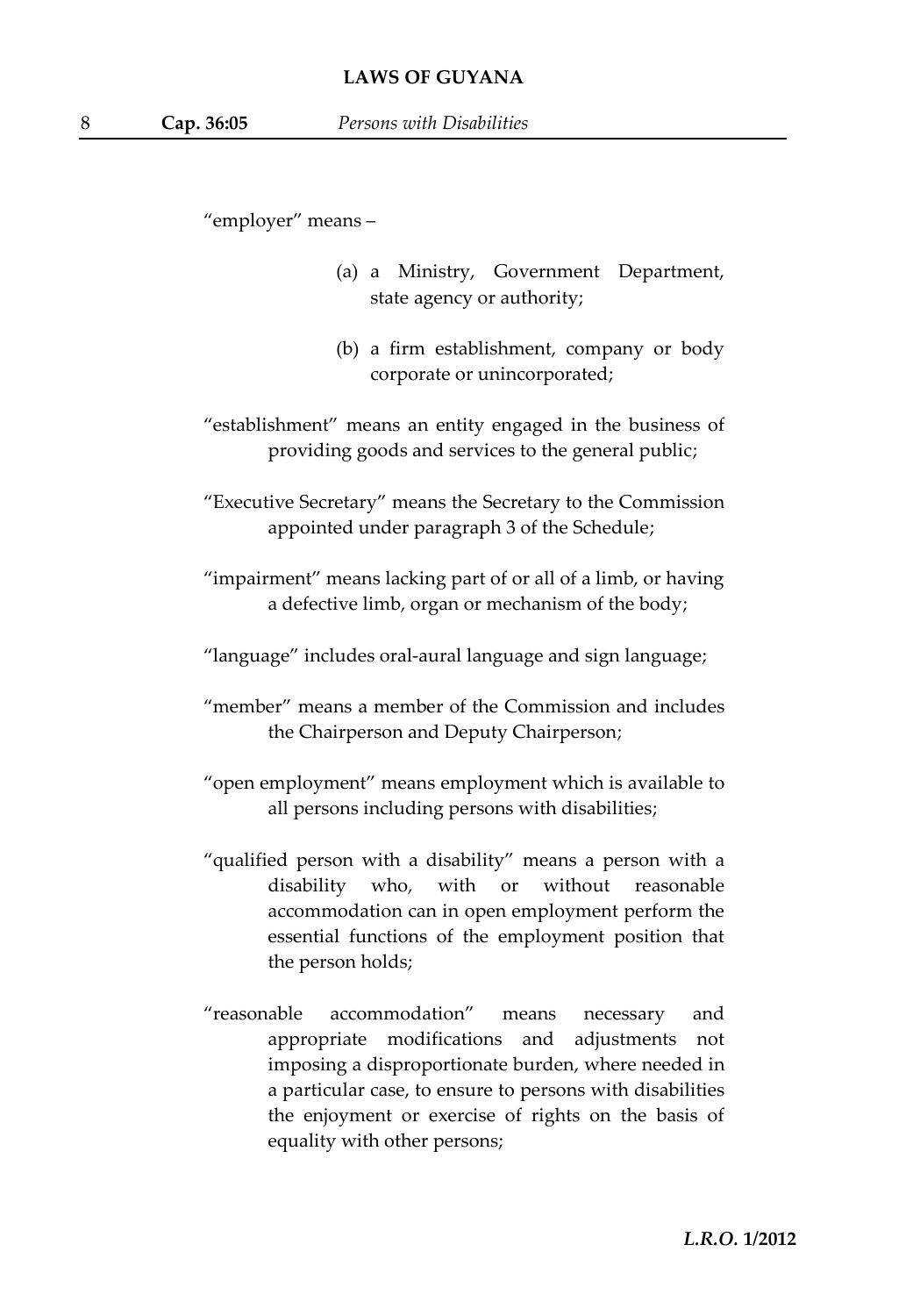"employer" means –

(a) a Ministry, Government Department, state agency or authority;

(b) a firm establishment, company or body corporate or unincorporated;

"establishment" means an entity engaged in the business of providing goods and services to the general public;

"Executive Secretary" means the Secretary to the Commission appointed under paragraph 3 of the Schedule;

"impairment" means lacking part of or all of a limb, or having a defective limb, organ or mechanism of the body;

"language" includes oral-aural language and sign language;

"member" means a member of the Commission and includes the Chairperson and Deputy Chairperson;

"open employment" means employment which is available to all persons including persons with disabilities;

"qualified person with a disability" means a person with a disability who, with or without reasonable accommodation can in open employment perform the essential functions of the employment position that the person holds;

"reasonable accommodation" means necessary and appropriate modifications and adjustments not imposing a disproportionate burden, where needed in a particular case, to ensure to persons with disabilities the enjoyment or exercise of rights on the basis of equality with other persons;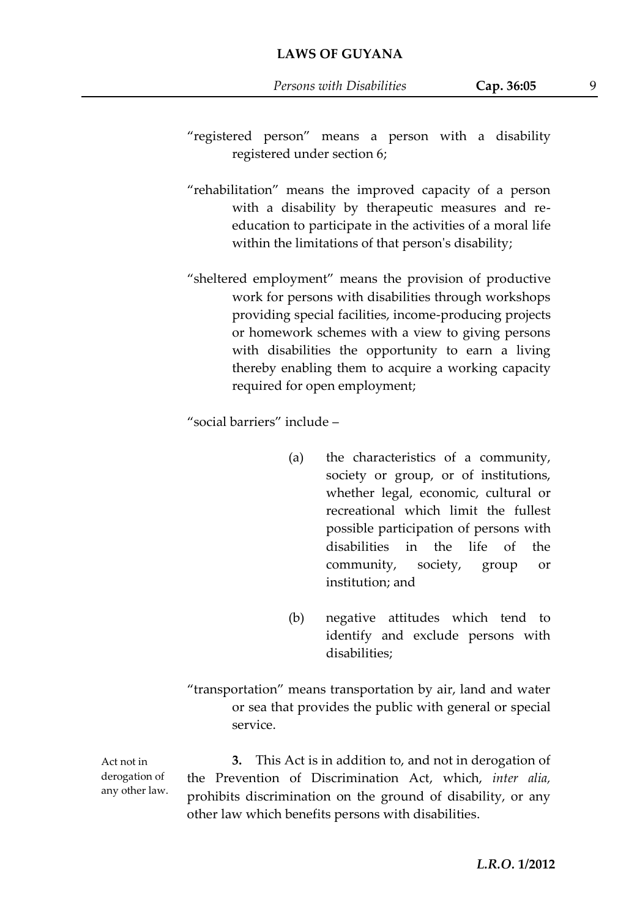"registered person" means a person with a disability registered under section 6;

"rehabilitation" means the improved capacity of a person with a disability by therapeutic measures and re-education to participate in the activities of a moral life within the limitations of that person's disability;

"sheltered employment" means the provision of productive work for persons with disabilities through workshops providing special facilities, income-producing projects or homework schemes with a view to giving persons with disabilities the opportunity to earn a living thereby enabling them to acquire a working capacity required for open employment;

"social barriers" include –

(a) the characteristics of a community, society or group, or of institutions, whether legal, economic, cultural or recreational which limit the fullest possible participation of persons with disabilities in the life of the community, society, group or institution; and

(b) negative attitudes which tend to identify and exclude persons with disabilities;

"transportation" means transportation by air, land and water or sea that provides the public with general or special service.

Act not in derogation of any other law.

**3.** This Act is in addition to, and not in derogation of the Prevention of Discrimination Act, which, *inter alia,* prohibits discrimination on the ground of disability, or any other law which benefits persons with disabilities.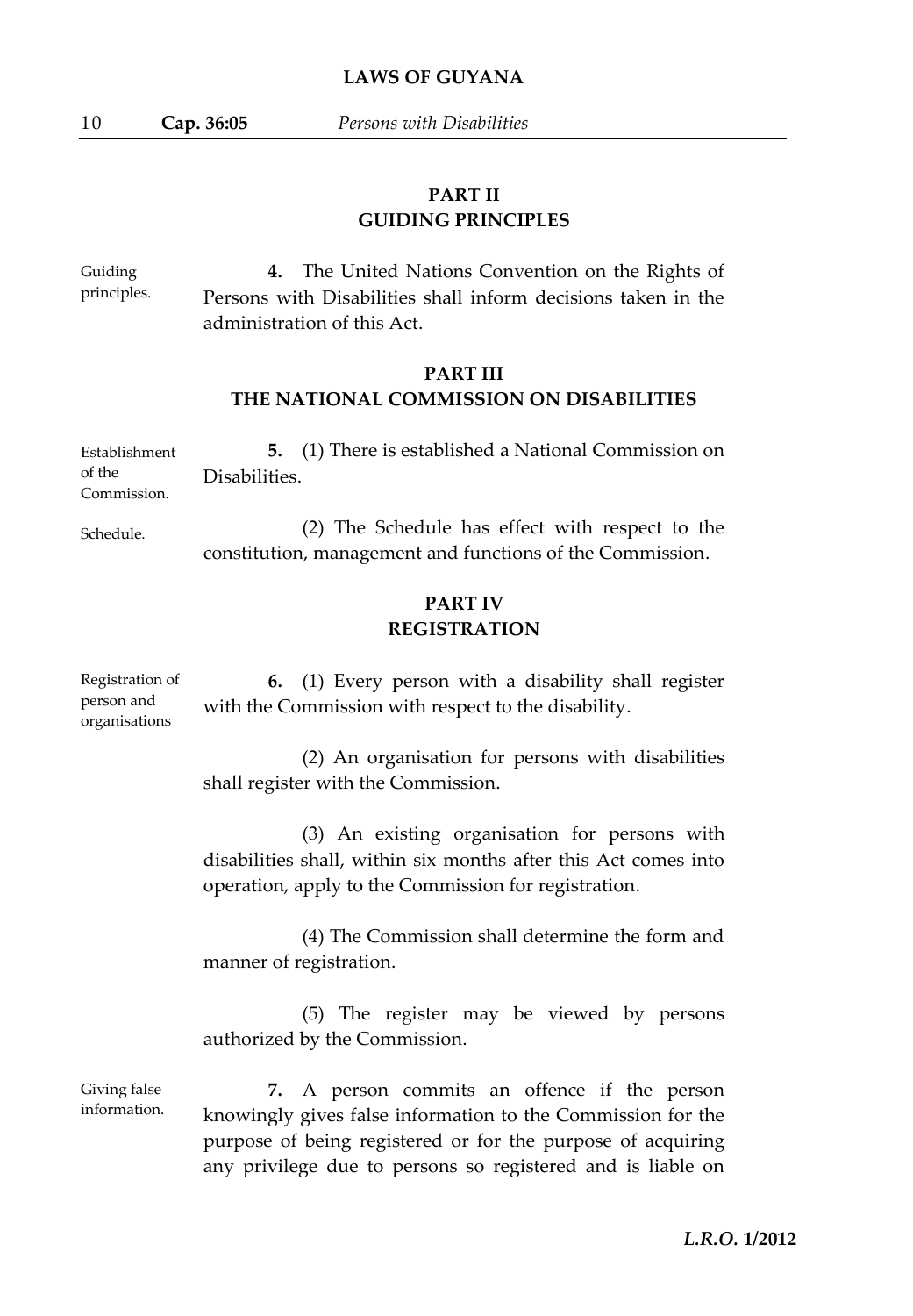## PART II
## GUIDING PRINCIPLES

Guiding principles.

**4.** The United Nations Convention on the Rights of Persons with Disabilities shall inform decisions taken in the administration of this Act.

## PART III
## THE NATIONAL COMMISSION ON DISABILITIES

Establishment of the Commission.

**5.** (1) There is established a National Commission on Disabilities.

Schedule.

(2) The Schedule has effect with respect to the constitution, management and functions of the Commission.

## PART IV
## REGISTRATION

Registration of person and organisations

**6.** (1) Every person with a disability shall register with the Commission with respect to the disability.

(2) An organisation for persons with disabilities shall register with the Commission.

(3) An existing organisation for persons with disabilities shall, within six months after this Act comes into operation, apply to the Commission for registration.

(4) The Commission shall determine the form and manner of registration.

(5) The register may be viewed by persons authorized by the Commission.

Giving false information.

**7.** A person commits an offence if the person knowingly gives false information to the Commission for the purpose of being registered or for the purpose of acquiring any privilege due to persons so registered and is liable on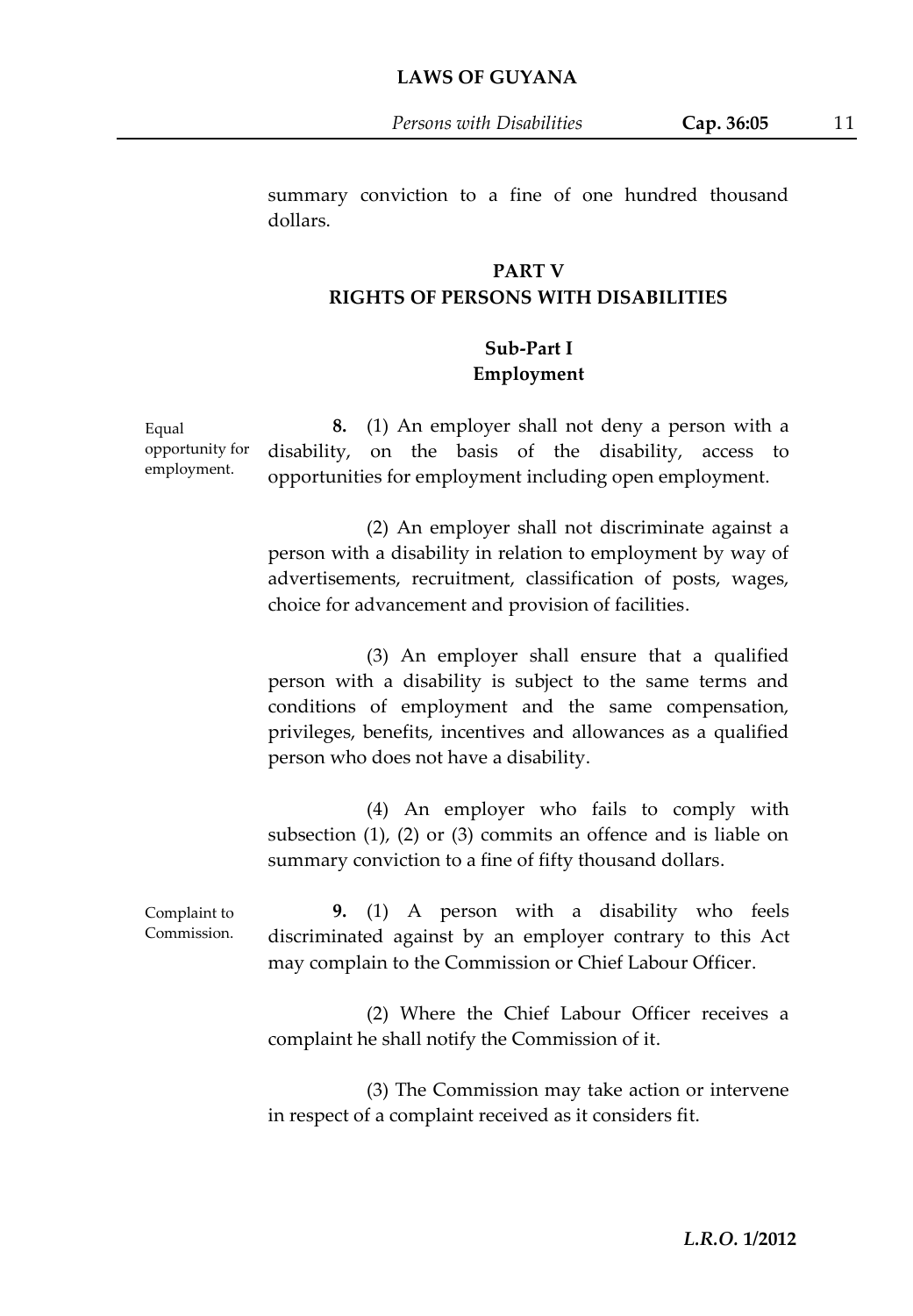summary conviction to a fine of one hundred thousand dollars.

## PART V
## RIGHTS OF PERSONS WITH DISABILITIES

### Sub-Part I
### Employment

Equal opportunity for employment.

**8.** (1) An employer shall not deny a person with a disability, on the basis of the disability, access to opportunities for employment including open employment.

(2) An employer shall not discriminate against a person with a disability in relation to employment by way of advertisements, recruitment, classification of posts, wages, choice for advancement and provision of facilities.

(3) An employer shall ensure that a qualified person with a disability is subject to the same terms and conditions of employment and the same compensation, privileges, benefits, incentives and allowances as a qualified person who does not have a disability.

(4) An employer who fails to comply with subsection (1), (2) or (3) commits an offence and is liable on summary conviction to a fine of fifty thousand dollars.

Complaint to Commission.

**9.** (1) A person with a disability who feels discriminated against by an employer contrary to this Act may complain to the Commission or Chief Labour Officer.

(2) Where the Chief Labour Officer receives a complaint he shall notify the Commission of it.

(3) The Commission may take action or intervene in respect of a complaint received as it considers fit.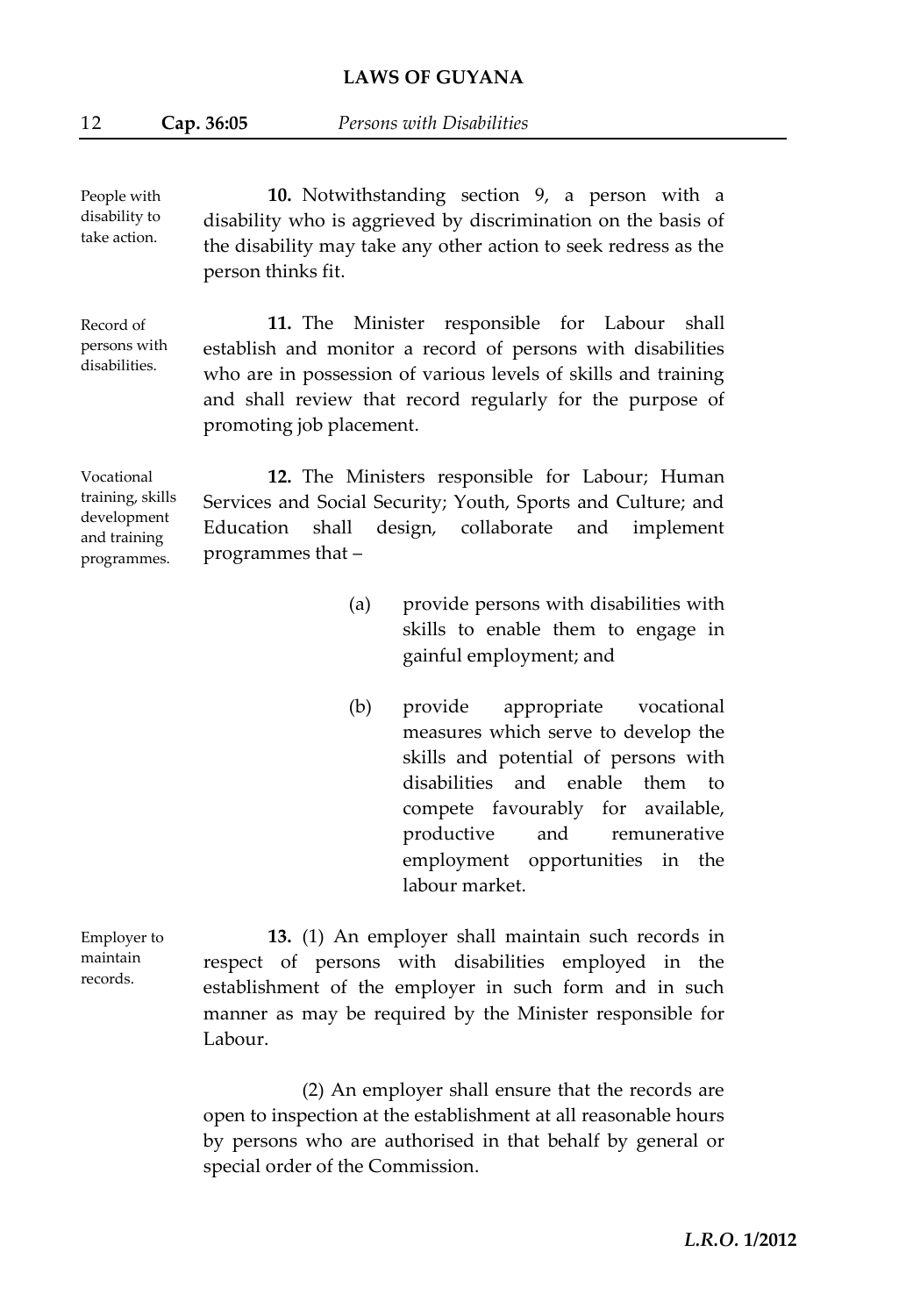People with disability to take action.

**10.** Notwithstanding section 9, a person with a disability who is aggrieved by discrimination on the basis of the disability may take any other action to seek redress as the person thinks fit.

Record of persons with disabilities.

**11.** The Minister responsible for Labour shall establish and monitor a record of persons with disabilities who are in possession of various levels of skills and training and shall review that record regularly for the purpose of promoting job placement.

Vocational training, skills development and training programmes.

**12.** The Ministers responsible for Labour; Human Services and Social Security; Youth, Sports and Culture; and Education shall design, collaborate and implement programmes that –

(a) provide persons with disabilities with skills to enable them to engage in gainful employment; and

(b) provide appropriate vocational measures which serve to develop the skills and potential of persons with disabilities and enable them to compete favourably for available, productive and remunerative employment opportunities in the labour market.

Employer to maintain records.

**13.** (1) An employer shall maintain such records in respect of persons with disabilities employed in the establishment of the employer in such form and in such manner as may be required by the Minister responsible for Labour.

(2) An employer shall ensure that the records are open to inspection at the establishment at all reasonable hours by persons who are authorised in that behalf by general or special order of the Commission.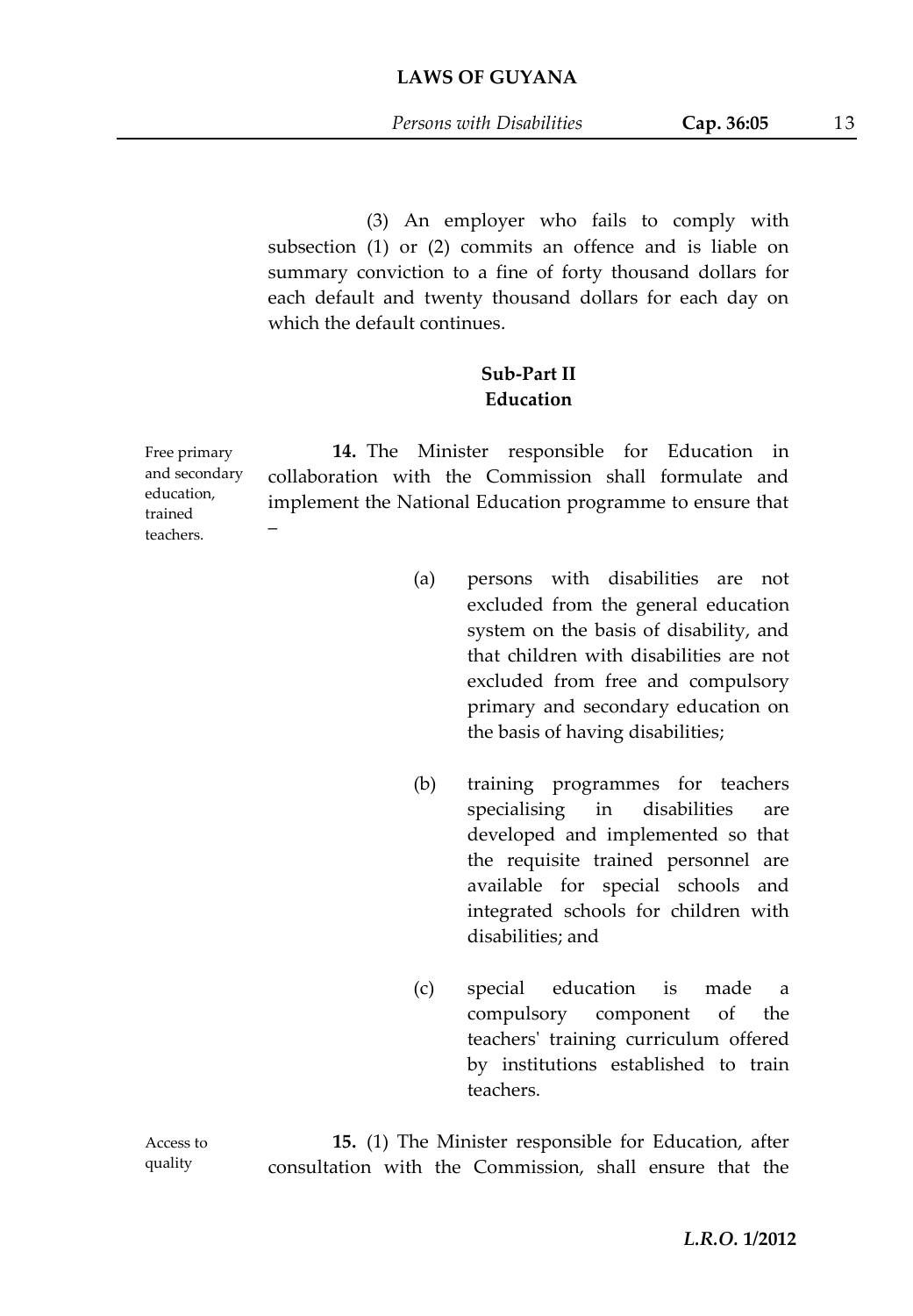(3) An employer who fails to comply with subsection (1) or (2) commits an offence and is liable on summary conviction to a fine of forty thousand dollars for each default and twenty thousand dollars for each day on which the default continues.

## Sub-Part II
## Education

Free primary and secondary education, trained teachers.

**14.** The Minister responsible for Education in collaboration with the Commission shall formulate and implement the National Education programme to ensure that –

(a) persons with disabilities are not excluded from the general education system on the basis of disability, and that children with disabilities are not excluded from free and compulsory primary and secondary education on the basis of having disabilities;

(b) training programmes for teachers specialising in disabilities are developed and implemented so that the requisite trained personnel are available for special schools and integrated schools for children with disabilities; and

(c) special education is made a compulsory component of the teachers' training curriculum offered by institutions established to train teachers.

Access to quality

**15.** (1) The Minister responsible for Education, after consultation with the Commission, shall ensure that the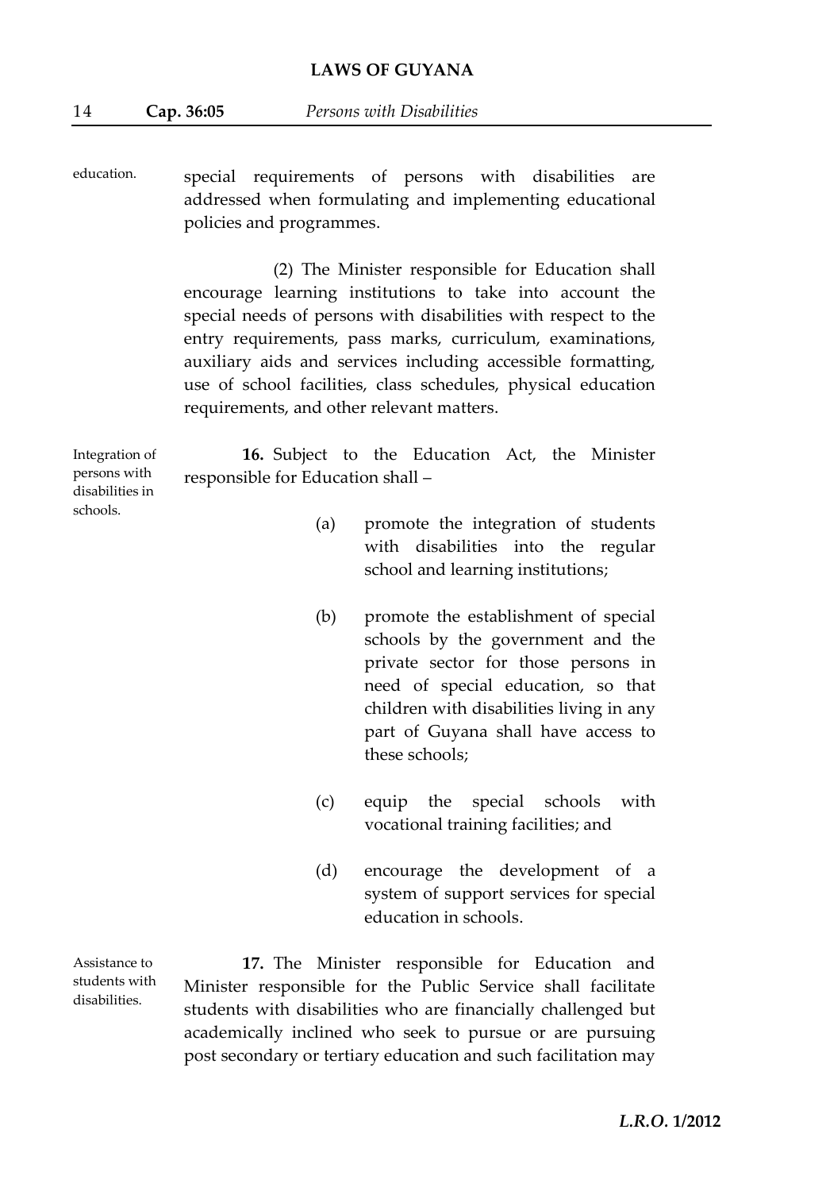education.

special requirements of persons with disabilities are addressed when formulating and implementing educational policies and programmes.

(2) The Minister responsible for Education shall encourage learning institutions to take into account the special needs of persons with disabilities with respect to the entry requirements, pass marks, curriculum, examinations, auxiliary aids and services including accessible formatting, use of school facilities, class schedules, physical education requirements, and other relevant matters.

Integration of persons with disabilities in schools.

**16.** Subject to the Education Act, the Minister responsible for Education shall –

(a) promote the integration of students with disabilities into the regular school and learning institutions;

(b) promote the establishment of special schools by the government and the private sector for those persons in need of special education, so that children with disabilities living in any part of Guyana shall have access to these schools;

(c) equip the special schools with vocational training facilities; and

(d) encourage the development of a system of support services for special education in schools.

Assistance to students with disabilities.

**17.** The Minister responsible for Education and Minister responsible for the Public Service shall facilitate students with disabilities who are financially challenged but academically inclined who seek to pursue or are pursuing post secondary or tertiary education and such facilitation may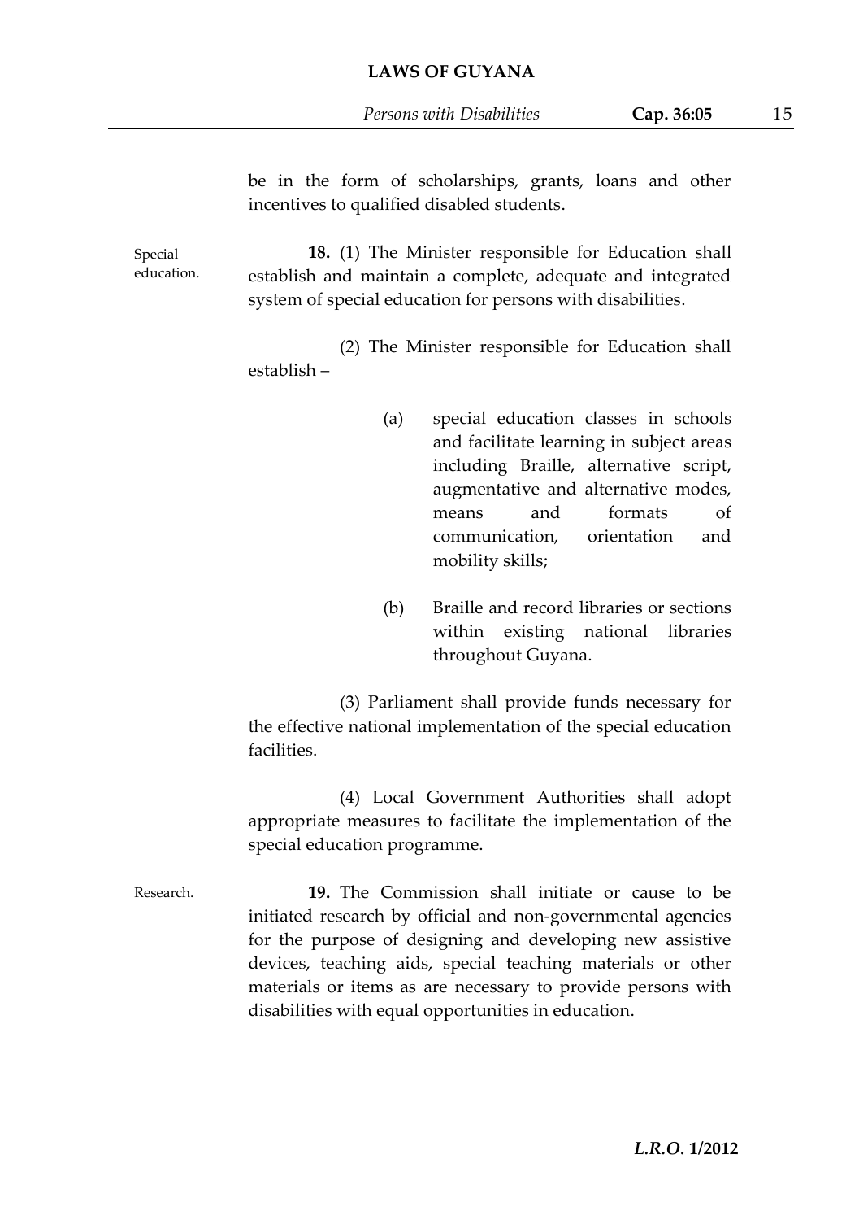be in the form of scholarships, grants, loans and other incentives to qualified disabled students.

Special education.

**18.** (1) The Minister responsible for Education shall establish and maintain a complete, adequate and integrated system of special education for persons with disabilities.

(2) The Minister responsible for Education shall establish –

(a) special education classes in schools and facilitate learning in subject areas including Braille, alternative script, augmentative and alternative modes, means and formats of communication, orientation and mobility skills;

(b) Braille and record libraries or sections within existing national libraries throughout Guyana.

(3) Parliament shall provide funds necessary for the effective national implementation of the special education facilities.

(4) Local Government Authorities shall adopt appropriate measures to facilitate the implementation of the special education programme.

Research.

**19.** The Commission shall initiate or cause to be initiated research by official and non-governmental agencies for the purpose of designing and developing new assistive devices, teaching aids, special teaching materials or other materials or items as are necessary to provide persons with disabilities with equal opportunities in education.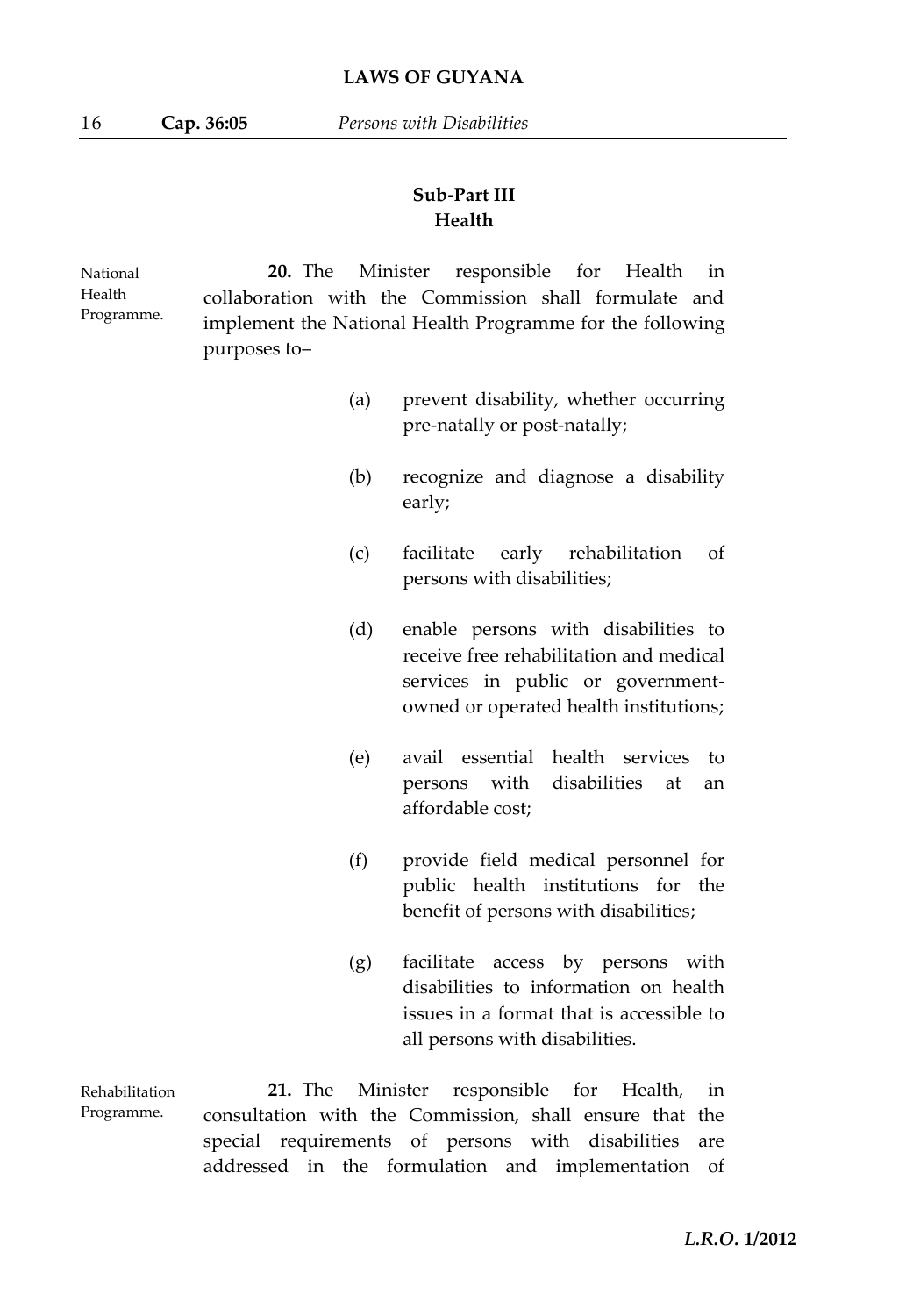## Sub-Part III
## Health

National Health Programme.

**20.** The Minister responsible for Health in collaboration with the Commission shall formulate and implement the National Health Programme for the following purposes to–

(a) prevent disability, whether occurring pre-natally or post-natally;

(b) recognize and diagnose a disability early;

(c) facilitate early rehabilitation of persons with disabilities;

(d) enable persons with disabilities to receive free rehabilitation and medical services in public or government-owned or operated health institutions;

(e) avail essential health services to persons with disabilities at an affordable cost;

(f) provide field medical personnel for public health institutions for the benefit of persons with disabilities;

(g) facilitate access by persons with disabilities to information on health issues in a format that is accessible to all persons with disabilities.

Rehabilitation Programme.

**21.** The Minister responsible for Health, in consultation with the Commission, shall ensure that the special requirements of persons with disabilities are addressed in the formulation and implementation of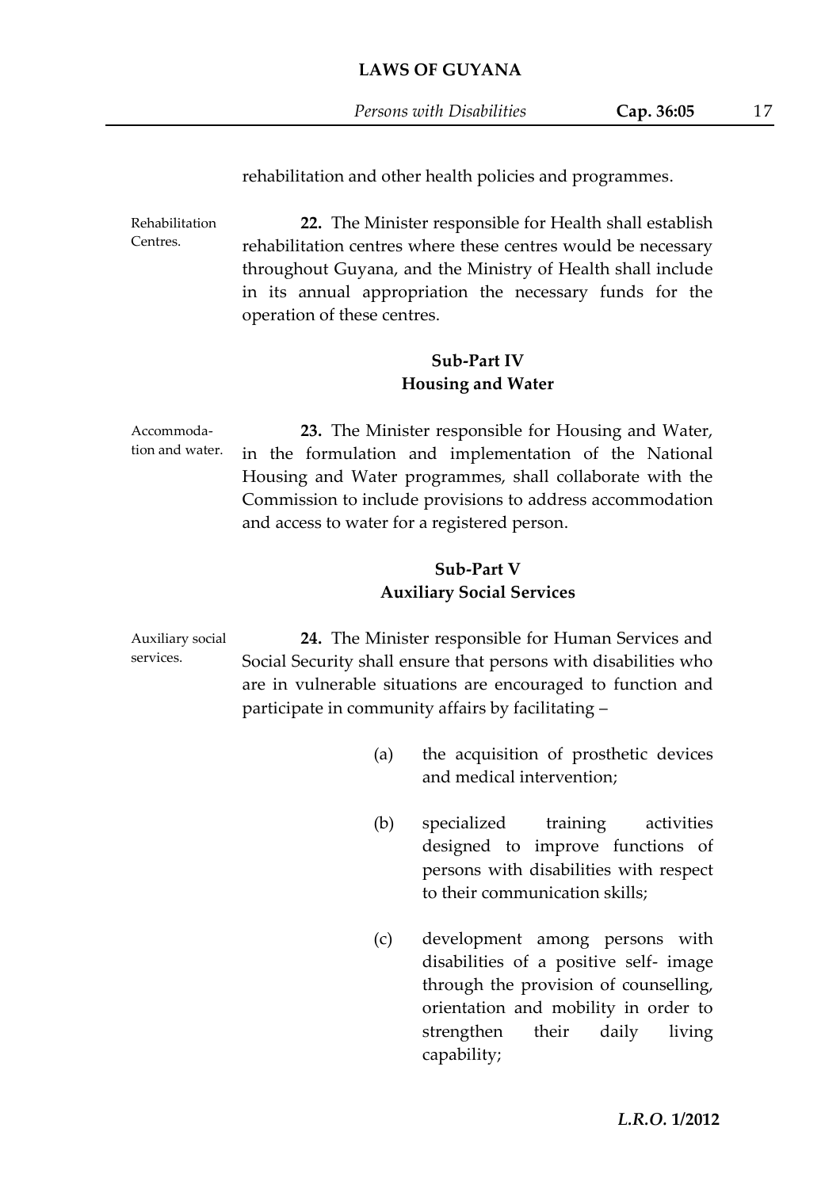rehabilitation and other health policies and programmes.

Rehabilitation Centres.

**22.** The Minister responsible for Health shall establish rehabilitation centres where these centres would be necessary throughout Guyana, and the Ministry of Health shall include in its annual appropriation the necessary funds for the operation of these centres.

### Sub-Part IV
### Housing and Water

Accommodation and water.

**23.** The Minister responsible for Housing and Water, in the formulation and implementation of the National Housing and Water programmes, shall collaborate with the Commission to include provisions to address accommodation and access to water for a registered person.

### Sub-Part V
### Auxiliary Social Services

Auxiliary social services.

**24.** The Minister responsible for Human Services and Social Security shall ensure that persons with disabilities who are in vulnerable situations are encouraged to function and participate in community affairs by facilitating –

(a) the acquisition of prosthetic devices and medical intervention;

(b) specialized training activities designed to improve functions of persons with disabilities with respect to their communication skills;

(c) development among persons with disabilities of a positive self- image through the provision of counselling, orientation and mobility in order to strengthen their daily living capability;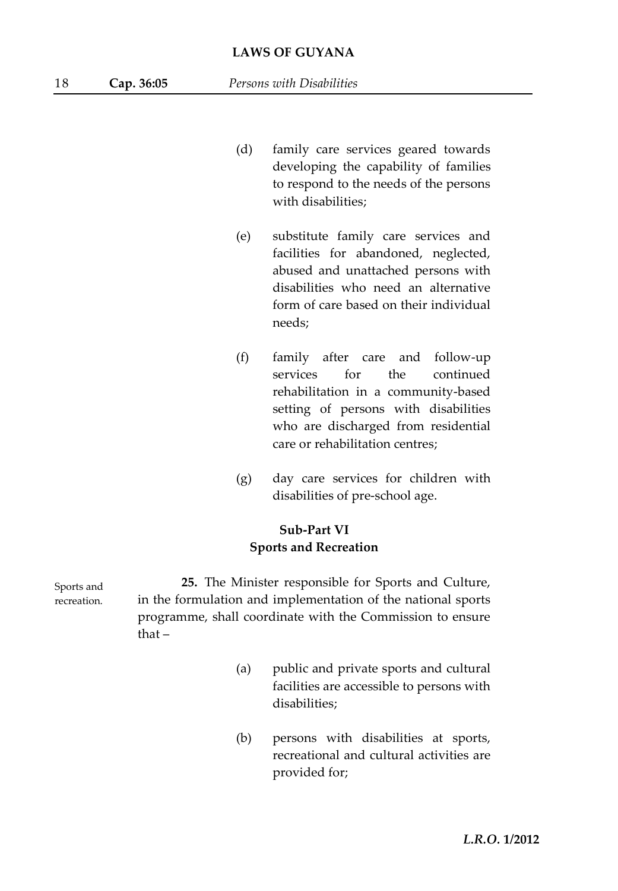(d) family care services geared towards developing the capability of families to respond to the needs of the persons with disabilities;

(e) substitute family care services and facilities for abandoned, neglected, abused and unattached persons with disabilities who need an alternative form of care based on their individual needs;

(f) family after care and follow-up services for the continued rehabilitation in a community-based setting of persons with disabilities who are discharged from residential care or rehabilitation centres;

(g) day care services for children with disabilities of pre-school age.

### Sub-Part VI
### Sports and Recreation

Sports and recreation.

**25.** The Minister responsible for Sports and Culture, in the formulation and implementation of the national sports programme, shall coordinate with the Commission to ensure that –

(a) public and private sports and cultural facilities are accessible to persons with disabilities;

(b) persons with disabilities at sports, recreational and cultural activities are provided for;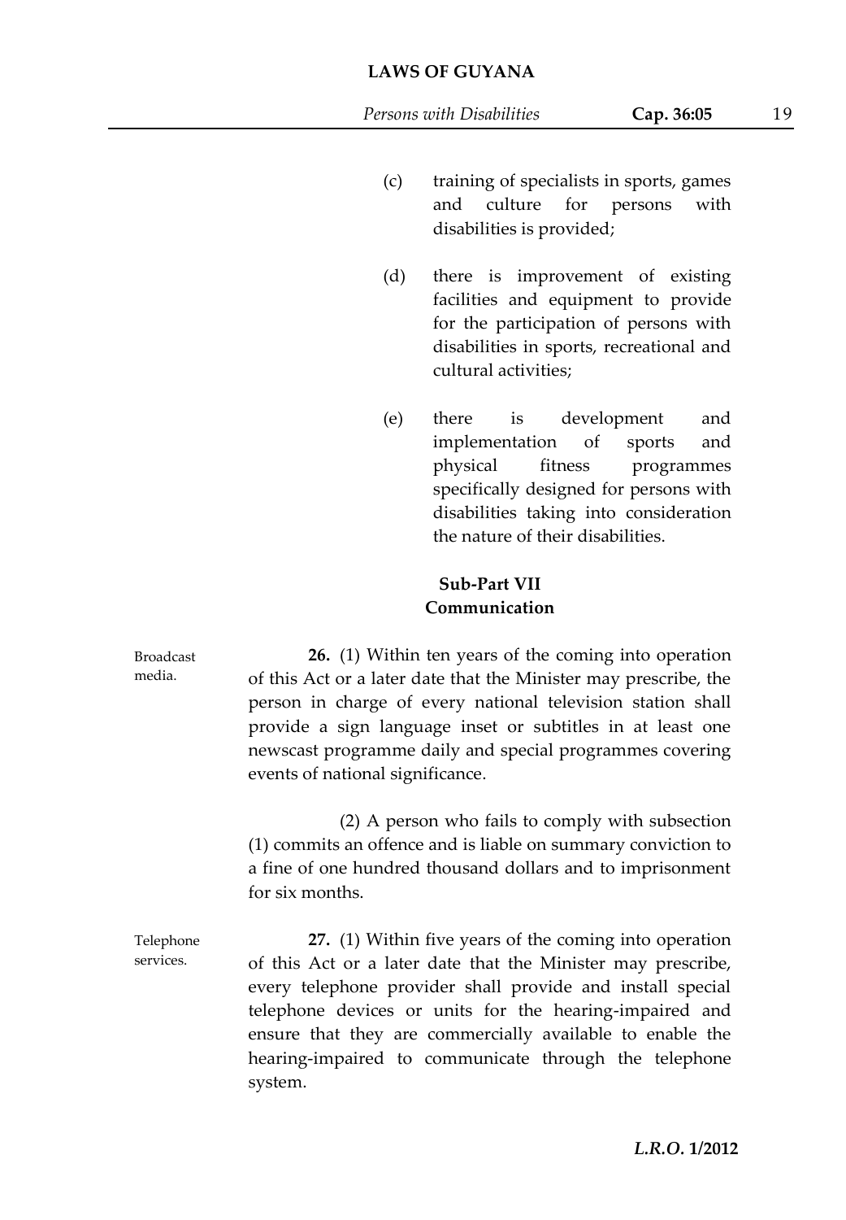(c) training of specialists in sports, games and culture for persons with disabilities is provided;

(d) there is improvement of existing facilities and equipment to provide for the participation of persons with disabilities in sports, recreational and cultural activities;

(e) there is development and implementation of sports and physical fitness programmes specifically designed for persons with disabilities taking into consideration the nature of their disabilities.

### Sub-Part VII
### Communication

Broadcast media.

**26.** (1) Within ten years of the coming into operation of this Act or a later date that the Minister may prescribe, the person in charge of every national television station shall provide a sign language inset or subtitles in at least one newscast programme daily and special programmes covering events of national significance.

(2) A person who fails to comply with subsection (1) commits an offence and is liable on summary conviction to a fine of one hundred thousand dollars and to imprisonment for six months.

Telephone services.

**27.** (1) Within five years of the coming into operation of this Act or a later date that the Minister may prescribe, every telephone provider shall provide and install special telephone devices or units for the hearing-impaired and ensure that they are commercially available to enable the hearing-impaired to communicate through the telephone system.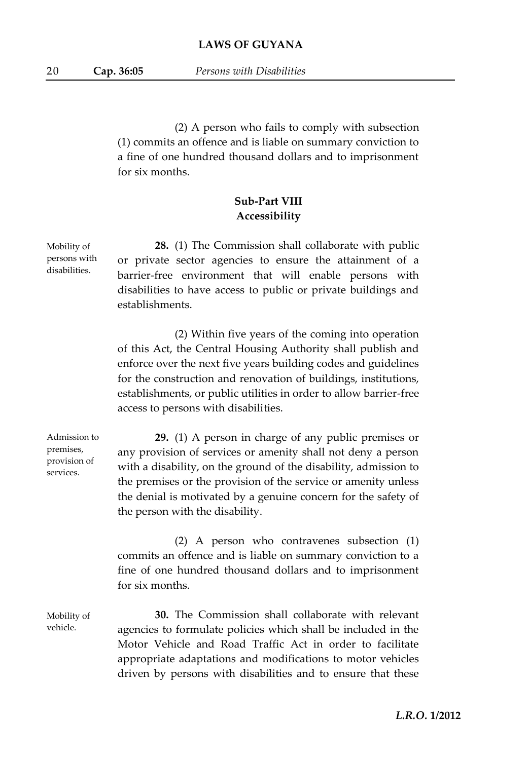(2) A person who fails to comply with subsection (1) commits an offence and is liable on summary conviction to a fine of one hundred thousand dollars and to imprisonment for six months.

## Sub-Part VIII
## Accessibility

Mobility of persons with disabilities.

**28.** (1) The Commission shall collaborate with public or private sector agencies to ensure the attainment of a barrier-free environment that will enable persons with disabilities to have access to public or private buildings and establishments.

(2) Within five years of the coming into operation of this Act, the Central Housing Authority shall publish and enforce over the next five years building codes and guidelines for the construction and renovation of buildings, institutions, establishments, or public utilities in order to allow barrier-free access to persons with disabilities.

Admission to premises, provision of services.

**29.** (1) A person in charge of any public premises or any provision of services or amenity shall not deny a person with a disability, on the ground of the disability, admission to the premises or the provision of the service or amenity unless the denial is motivated by a genuine concern for the safety of the person with the disability.

(2) A person who contravenes subsection (1) commits an offence and is liable on summary conviction to a fine of one hundred thousand dollars and to imprisonment for six months.

Mobility of vehicle.

**30.** The Commission shall collaborate with relevant agencies to formulate policies which shall be included in the Motor Vehicle and Road Traffic Act in order to facilitate appropriate adaptations and modifications to motor vehicles driven by persons with disabilities and to ensure that these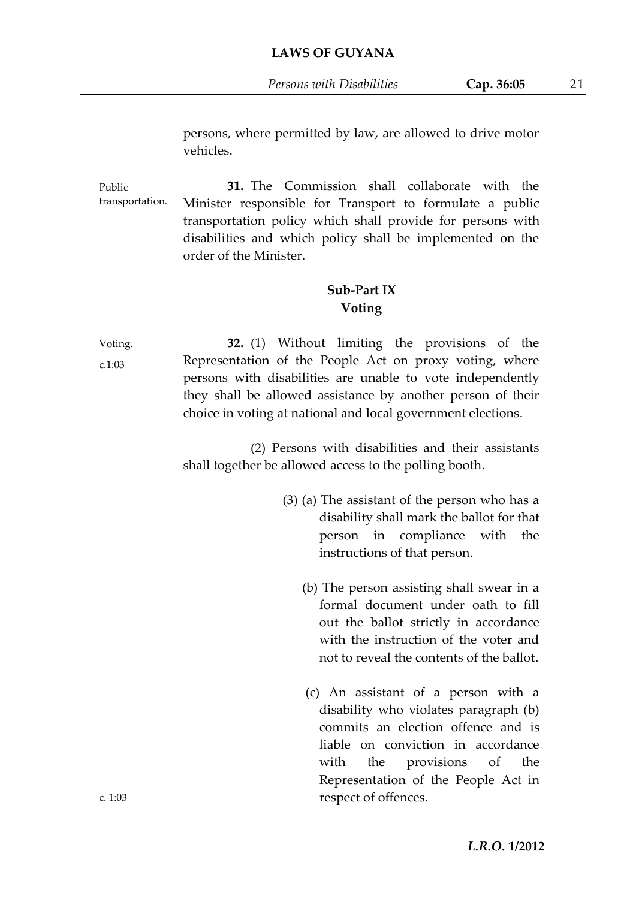persons, where permitted by law, are allowed to drive motor vehicles.

Public transportation.

**31.** The Commission shall collaborate with the Minister responsible for Transport to formulate a public transportation policy which shall provide for persons with disabilities and which policy shall be implemented on the order of the Minister.

## Sub-Part IX
## Voting

Voting.

c.1:03

**32.** (1) Without limiting the provisions of the Representation of the People Act on proxy voting, where persons with disabilities are unable to vote independently they shall be allowed assistance by another person of their choice in voting at national and local government elections.

(2) Persons with disabilities and their assistants shall together be allowed access to the polling booth.

(3) (a) The assistant of the person who has a disability shall mark the ballot for that person in compliance with the instructions of that person.

(b) The person assisting shall swear in a formal document under oath to fill out the ballot strictly in accordance with the instruction of the voter and not to reveal the contents of the ballot.

(c) An assistant of a person with a disability who violates paragraph (b) commits an election offence and is liable on conviction in accordance with the provisions of the Representation of the People Act in respect of offences.

c. 1:03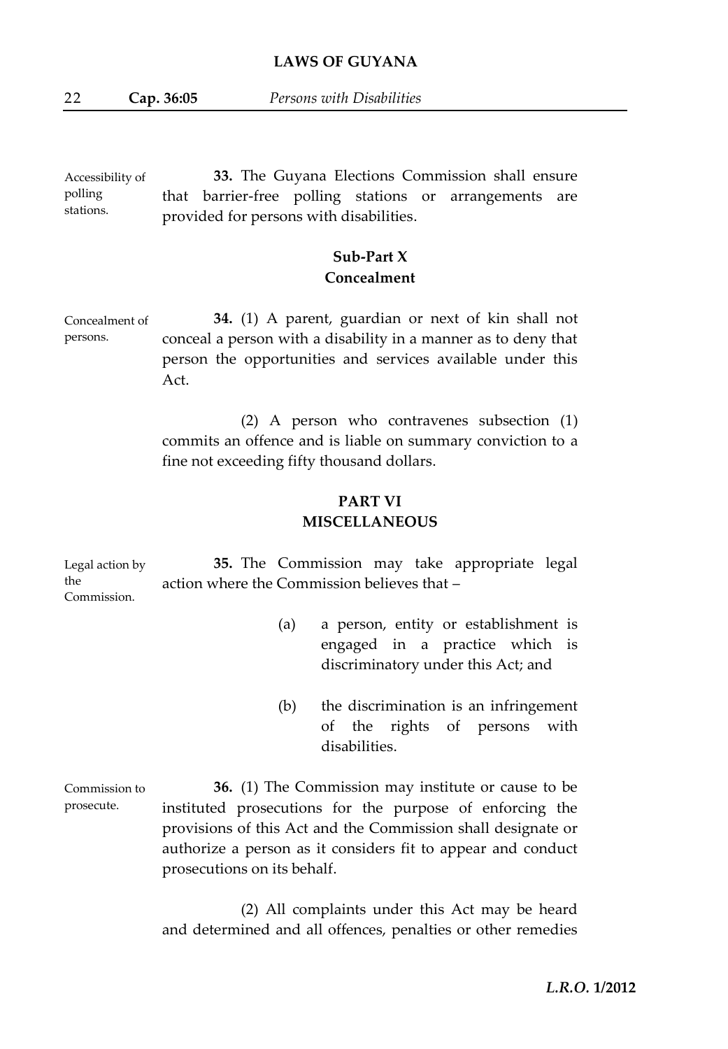Accessibility of polling stations.

**33.** The Guyana Elections Commission shall ensure that barrier-free polling stations or arrangements are provided for persons with disabilities.

## Sub-Part X
## Concealment

Concealment of persons.

**34.** (1) A parent, guardian or next of kin shall not conceal a person with a disability in a manner as to deny that person the opportunities and services available under this Act.

(2) A person who contravenes subsection (1) commits an offence and is liable on summary conviction to a fine not exceeding fifty thousand dollars.

## PART VI
## MISCELLANEOUS

Legal action by the Commission.

**35.** The Commission may take appropriate legal action where the Commission believes that –

(a) a person, entity or establishment is engaged in a practice which is discriminatory under this Act; and

(b) the discrimination is an infringement of the rights of persons with disabilities.

Commission to prosecute.

**36.** (1) The Commission may institute or cause to be instituted prosecutions for the purpose of enforcing the provisions of this Act and the Commission shall designate or authorize a person as it considers fit to appear and conduct prosecutions on its behalf.

(2) All complaints under this Act may be heard and determined and all offences, penalties or other remedies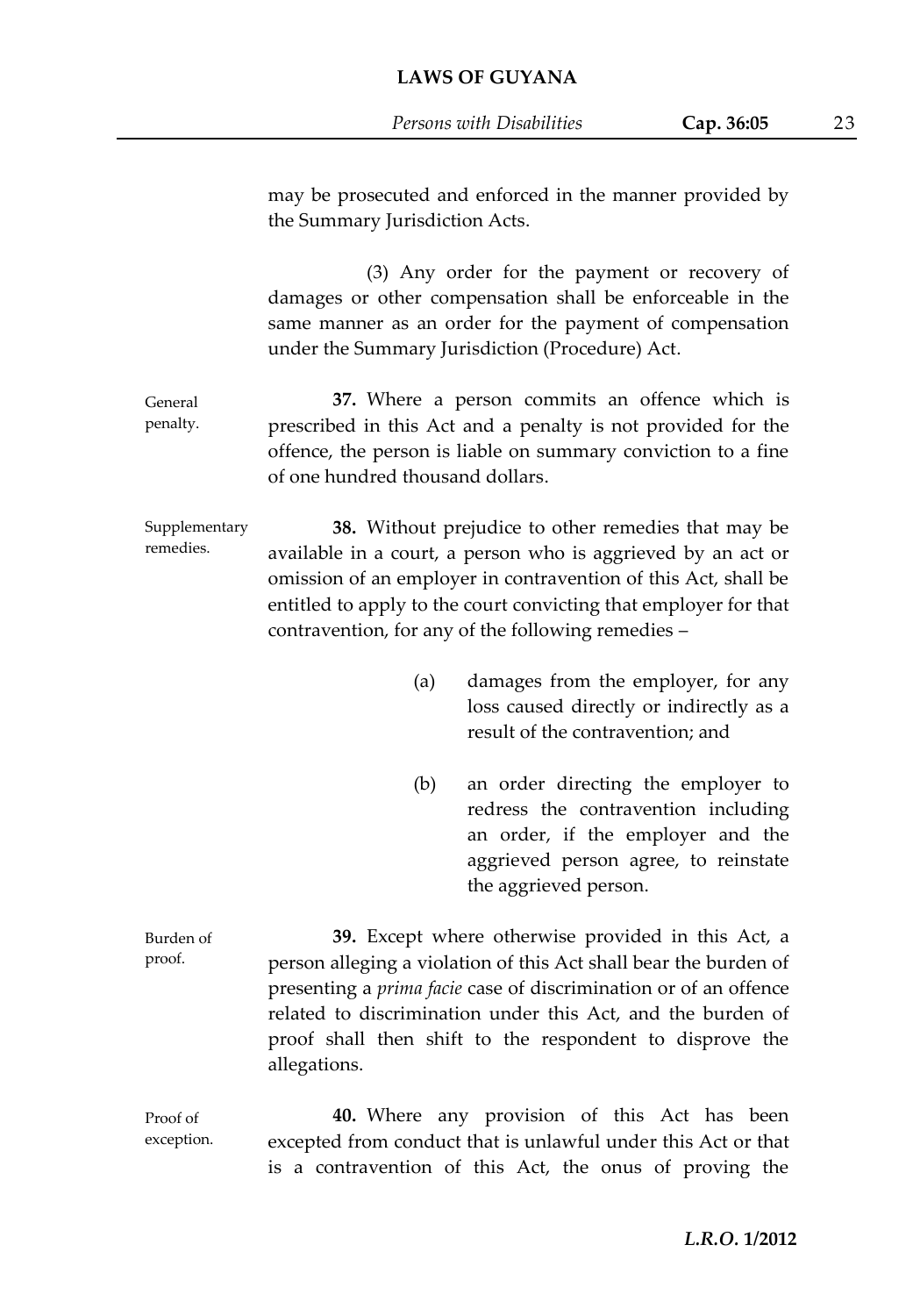may be prosecuted and enforced in the manner provided by the Summary Jurisdiction Acts.

(3) Any order for the payment or recovery of damages or other compensation shall be enforceable in the same manner as an order for the payment of compensation under the Summary Jurisdiction (Procedure) Act.

General penalty.

**37.** Where a person commits an offence which is prescribed in this Act and a penalty is not provided for the offence, the person is liable on summary conviction to a fine of one hundred thousand dollars.

Supplementary remedies.

**38.** Without prejudice to other remedies that may be available in a court, a person who is aggrieved by an act or omission of an employer in contravention of this Act, shall be entitled to apply to the court convicting that employer for that contravention, for any of the following remedies –

(a) damages from the employer, for any loss caused directly or indirectly as a result of the contravention; and

(b) an order directing the employer to redress the contravention including an order, if the employer and the aggrieved person agree, to reinstate the aggrieved person.

Burden of proof.

**39.** Except where otherwise provided in this Act, a person alleging a violation of this Act shall bear the burden of presenting a *prima facie* case of discrimination or of an offence related to discrimination under this Act, and the burden of proof shall then shift to the respondent to disprove the allegations.

Proof of exception.

**40.** Where any provision of this Act has been excepted from conduct that is unlawful under this Act or that is a contravention of this Act, the onus of proving the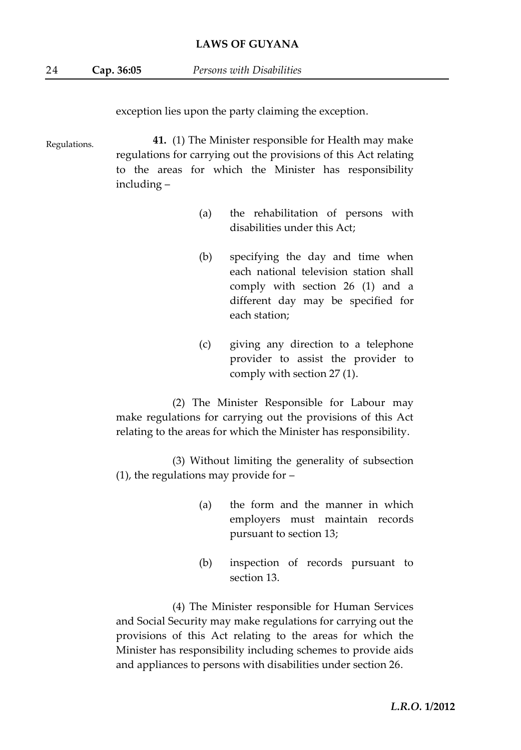exception lies upon the party claiming the exception.

Regulations.

**41.** (1) The Minister responsible for Health may make regulations for carrying out the provisions of this Act relating to the areas for which the Minister has responsibility including –

(a) the rehabilitation of persons with disabilities under this Act;

(b) specifying the day and time when each national television station shall comply with section 26 (1) and a different day may be specified for each station;

(c) giving any direction to a telephone provider to assist the provider to comply with section 27 (1).

(2) The Minister Responsible for Labour may make regulations for carrying out the provisions of this Act relating to the areas for which the Minister has responsibility.

(3) Without limiting the generality of subsection (1), the regulations may provide for –

(a) the form and the manner in which employers must maintain records pursuant to section 13;

(b) inspection of records pursuant to section 13.

(4) The Minister responsible for Human Services and Social Security may make regulations for carrying out the provisions of this Act relating to the areas for which the Minister has responsibility including schemes to provide aids and appliances to persons with disabilities under section 26.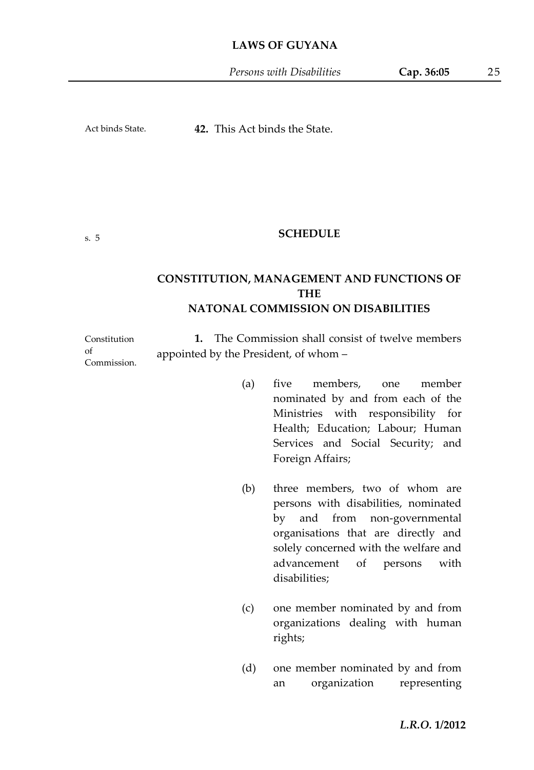Act binds State.

**42.** This Act binds the State.

s. 5

## SCHEDULE

## CONSTITUTION, MANAGEMENT AND FUNCTIONS OF THE NATONAL COMMISSION ON DISABILITIES

Constitution of Commission.

**1.** The Commission shall consist of twelve members appointed by the President, of whom –

(a) five members, one member nominated by and from each of the Ministries with responsibility for Health; Education; Labour; Human Services and Social Security; and Foreign Affairs;

(b) three members, two of whom are persons with disabilities, nominated by and from non-governmental organisations that are directly and solely concerned with the welfare and advancement of persons with disabilities;

(c) one member nominated by and from organizations dealing with human rights;

(d) one member nominated by and from an organization representing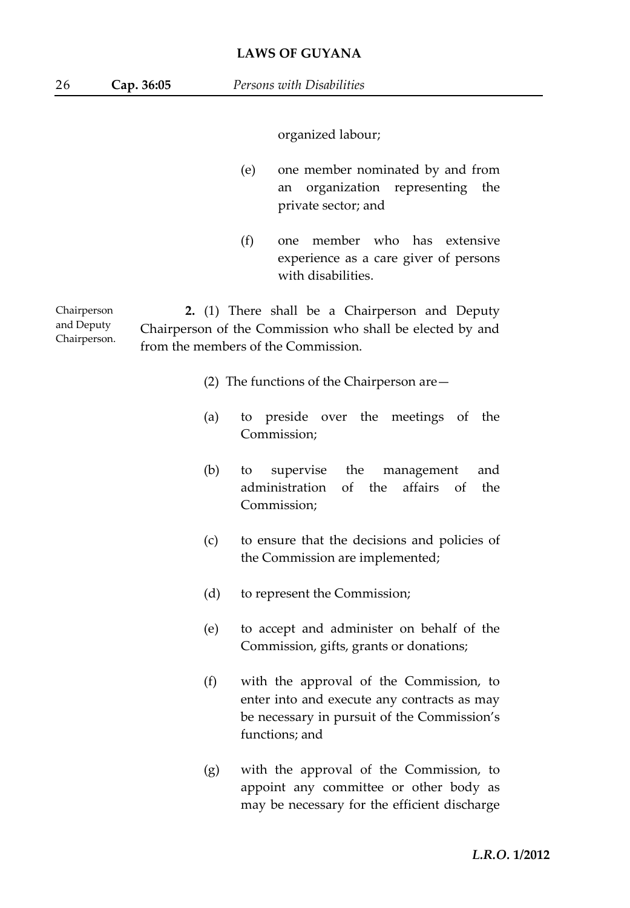organized labour;

(e) one member nominated by and from an organization representing the private sector; and

(f) one member who has extensive experience as a care giver of persons with disabilities.

Chairperson and Deputy Chairperson.

**2.** (1) There shall be a Chairperson and Deputy Chairperson of the Commission who shall be elected by and from the members of the Commission.

(2) The functions of the Chairperson are—

(a) to preside over the meetings of the Commission;

(b) to supervise the management and administration of the affairs of the Commission;

(c) to ensure that the decisions and policies of the Commission are implemented;

(d) to represent the Commission;

(e) to accept and administer on behalf of the Commission, gifts, grants or donations;

(f) with the approval of the Commission, to enter into and execute any contracts as may be necessary in pursuit of the Commission's functions; and

(g) with the approval of the Commission, to appoint any committee or other body as may be necessary for the efficient discharge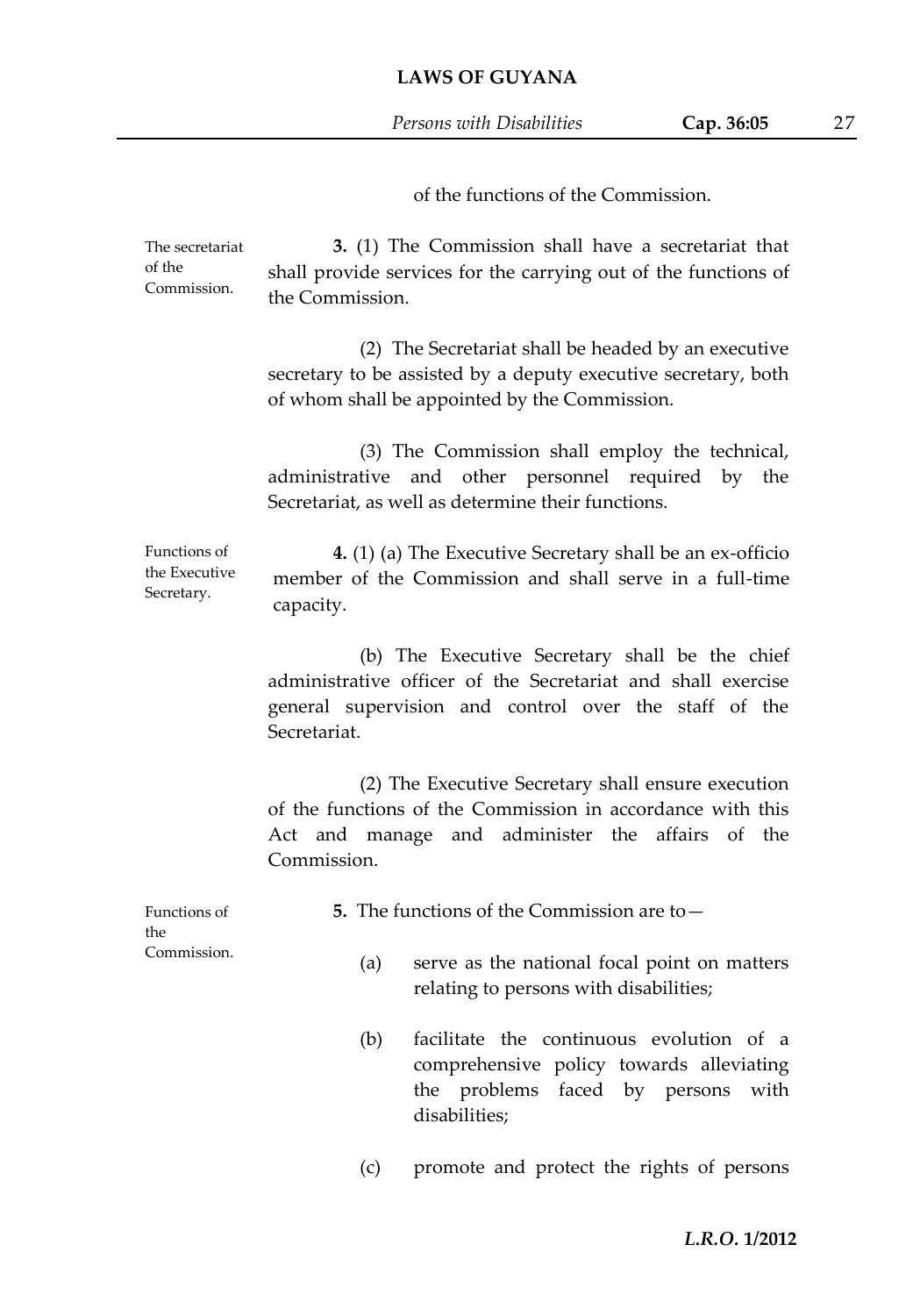of the functions of the Commission.

The secretariat of the Commission.

**3.** (1) The Commission shall have a secretariat that shall provide services for the carrying out of the functions of the Commission.

(2) The Secretariat shall be headed by an executive secretary to be assisted by a deputy executive secretary, both of whom shall be appointed by the Commission.

(3) The Commission shall employ the technical, administrative and other personnel required by the Secretariat, as well as determine their functions.

Functions of the Executive Secretary.

**4.** (1) (a) The Executive Secretary shall be an ex-officio member of the Commission and shall serve in a full-time capacity.

(b) The Executive Secretary shall be the chief administrative officer of the Secretariat and shall exercise general supervision and control over the staff of the Secretariat.

(2) The Executive Secretary shall ensure execution of the functions of the Commission in accordance with this Act and manage and administer the affairs of the Commission.

Functions of the Commission.

**5.** The functions of the Commission are to—

(a) serve as the national focal point on matters relating to persons with disabilities;

(b) facilitate the continuous evolution of a comprehensive policy towards alleviating the problems faced by persons with disabilities;

(c) promote and protect the rights of persons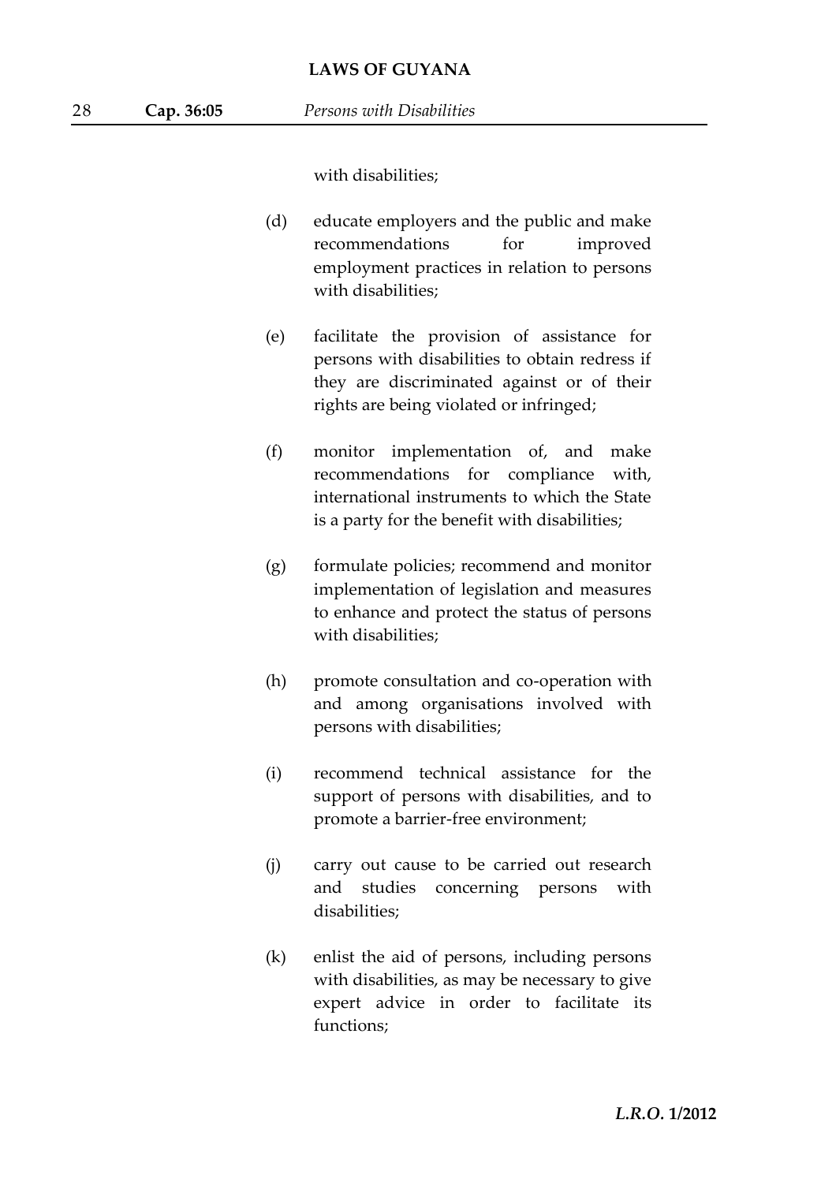with disabilities;

(d) educate employers and the public and make recommendations for improved employment practices in relation to persons with disabilities;

(e) facilitate the provision of assistance for persons with disabilities to obtain redress if they are discriminated against or of their rights are being violated or infringed;

(f) monitor implementation of, and make recommendations for compliance with, international instruments to which the State is a party for the benefit with disabilities;

(g) formulate policies; recommend and monitor implementation of legislation and measures to enhance and protect the status of persons with disabilities;

(h) promote consultation and co-operation with and among organisations involved with persons with disabilities;

(i) recommend technical assistance for the support of persons with disabilities, and to promote a barrier-free environment;

(j) carry out cause to be carried out research and studies concerning persons with disabilities;

(k) enlist the aid of persons, including persons with disabilities, as may be necessary to give expert advice in order to facilitate its functions;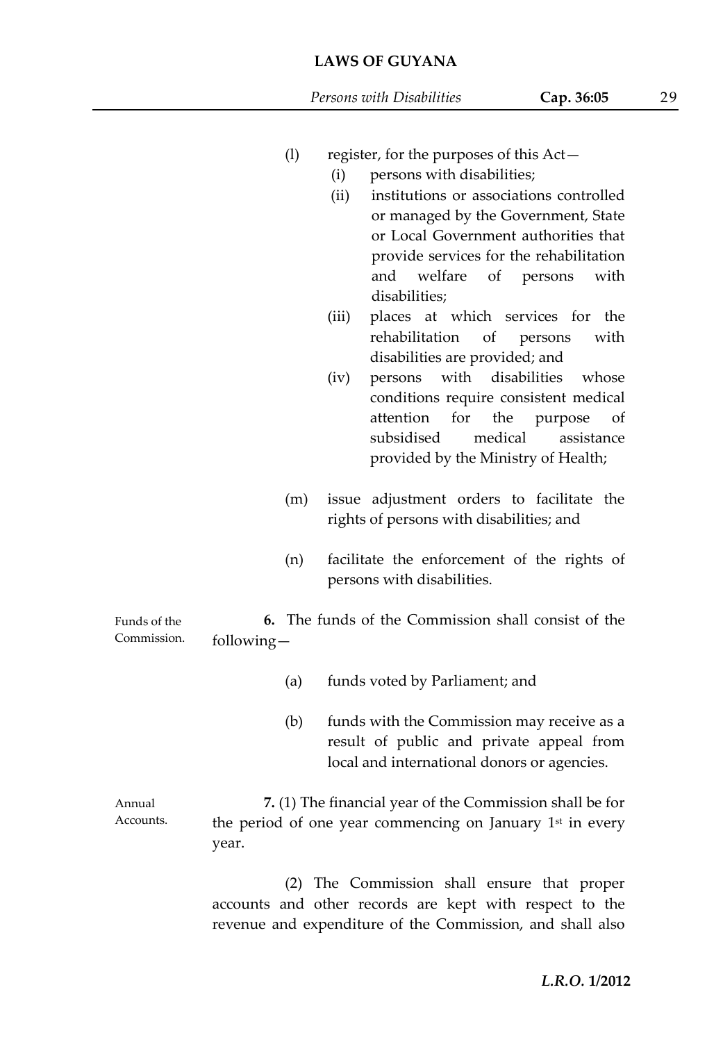(l) register, for the purposes of this Act—

   (i) persons with disabilities;

   (ii) institutions or associations controlled or managed by the Government, State or Local Government authorities that provide services for the rehabilitation and welfare of persons with disabilities;

   (iii) places at which services for the rehabilitation of persons with disabilities are provided; and

   (iv) persons with disabilities whose conditions require consistent medical attention for the purpose of subsidised medical assistance provided by the Ministry of Health;

(m) issue adjustment orders to facilitate the rights of persons with disabilities; and

(n) facilitate the enforcement of the rights of persons with disabilities.

Funds of the Commission.

**6.** The funds of the Commission shall consist of the following—

(a) funds voted by Parliament; and

(b) funds with the Commission may receive as a result of public and private appeal from local and international donors or agencies.

Annual Accounts.

**7.** (1) The financial year of the Commission shall be for the period of one year commencing on January 1st in every year.

(2) The Commission shall ensure that proper accounts and other records are kept with respect to the revenue and expenditure of the Commission, and shall also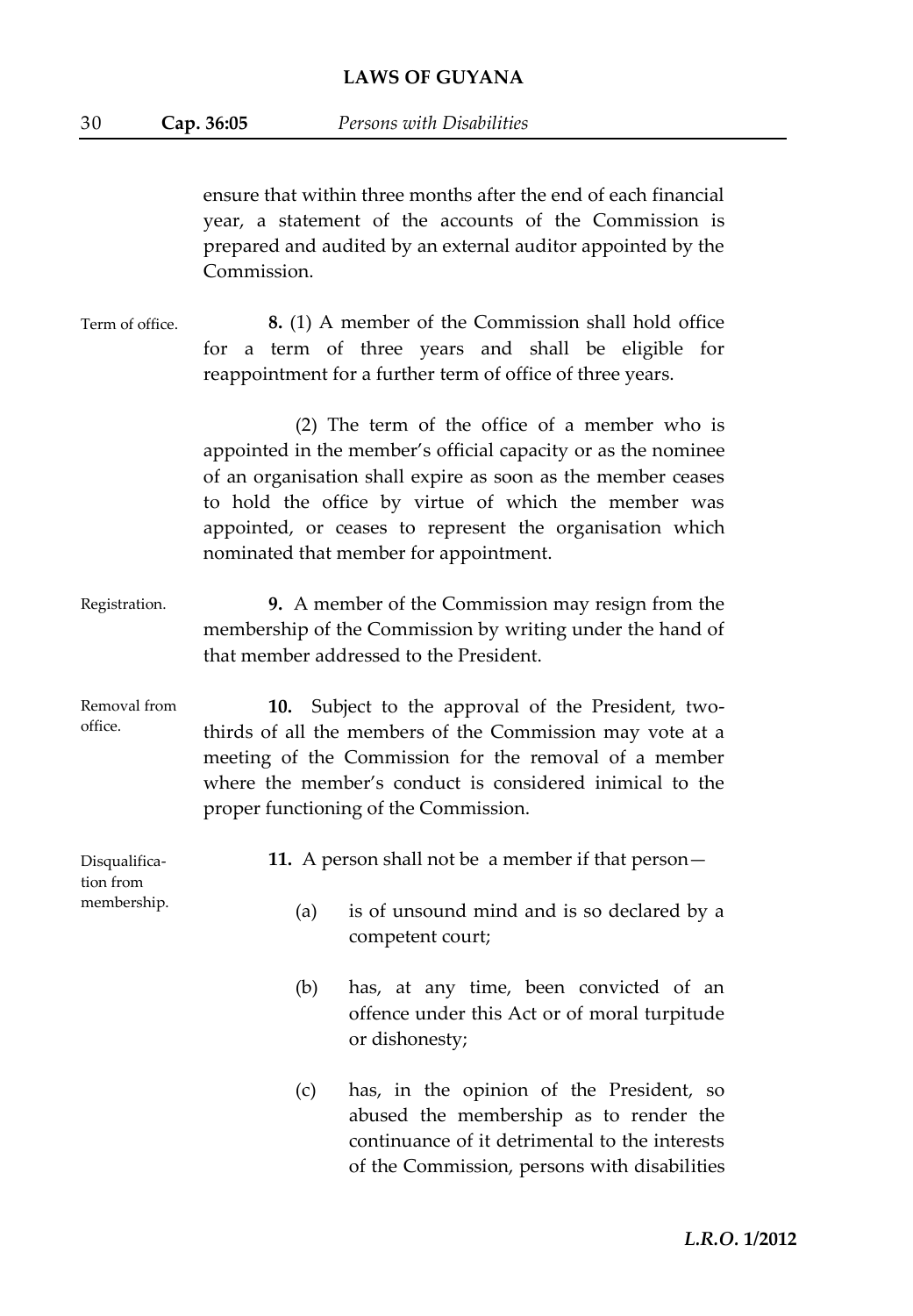ensure that within three months after the end of each financial year, a statement of the accounts of the Commission is prepared and audited by an external auditor appointed by the Commission.

Term of office.

**8.** (1) A member of the Commission shall hold office for a term of three years and shall be eligible for reappointment for a further term of office of three years.

(2) The term of the office of a member who is appointed in the member's official capacity or as the nominee of an organisation shall expire as soon as the member ceases to hold the office by virtue of which the member was appointed, or ceases to represent the organisation which nominated that member for appointment.

Registration.

**9.** A member of the Commission may resign from the membership of the Commission by writing under the hand of that member addressed to the President.

Removal from office.

**10.** Subject to the approval of the President, two-thirds of all the members of the Commission may vote at a meeting of the Commission for the removal of a member where the member's conduct is considered inimical to the proper functioning of the Commission.

Disqualification from membership.

**11.** A person shall not be a member if that person—

(a) is of unsound mind and is so declared by a competent court;

(b) has, at any time, been convicted of an offence under this Act or of moral turpitude or dishonesty;

(c) has, in the opinion of the President, so abused the membership as to render the continuance of it detrimental to the interests of the Commission, persons with disabilities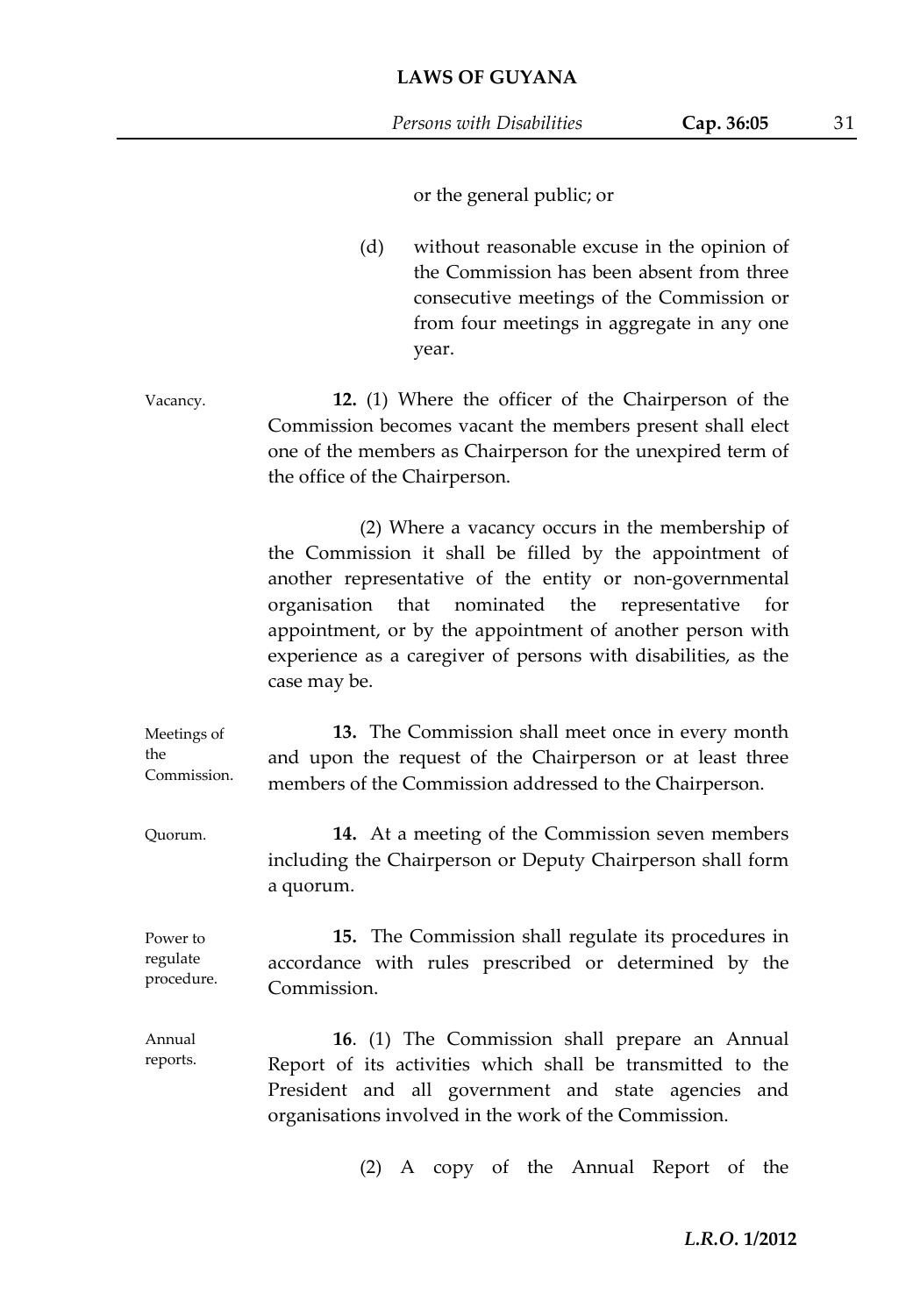or the general public; or

(d) without reasonable excuse in the opinion of the Commission has been absent from three consecutive meetings of the Commission or from four meetings in aggregate in any one year.

Vacancy.

**12.** (1) Where the officer of the Chairperson of the Commission becomes vacant the members present shall elect one of the members as Chairperson for the unexpired term of the office of the Chairperson.

(2) Where a vacancy occurs in the membership of the Commission it shall be filled by the appointment of another representative of the entity or non-governmental organisation that nominated the representative for appointment, or by the appointment of another person with experience as a caregiver of persons with disabilities, as the case may be.

Meetings of the Commission.

**13.** The Commission shall meet once in every month and upon the request of the Chairperson or at least three members of the Commission addressed to the Chairperson.

Quorum.

**14.** At a meeting of the Commission seven members including the Chairperson or Deputy Chairperson shall form a quorum.

Power to regulate procedure.

**15.** The Commission shall regulate its procedures in accordance with rules prescribed or determined by the Commission.

Annual reports.

**16**. (1) The Commission shall prepare an Annual Report of its activities which shall be transmitted to the President and all government and state agencies and organisations involved in the work of the Commission.

(2) A copy of the Annual Report of the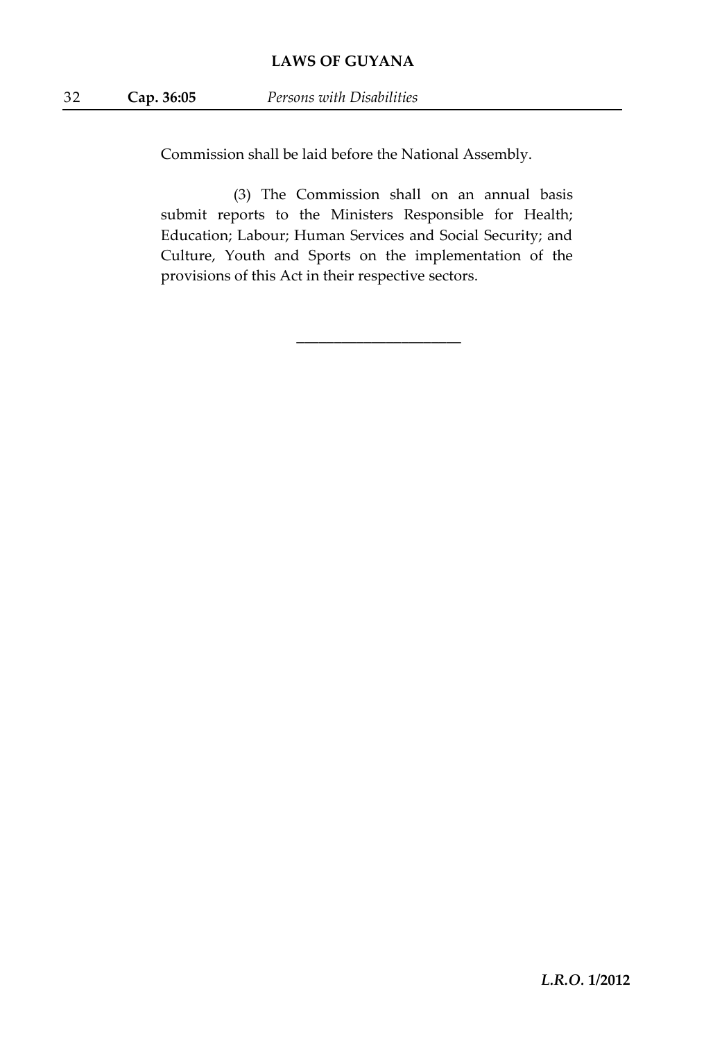Commission shall be laid before the National Assembly.

(3) The Commission shall on an annual basis submit reports to the Ministers Responsible for Health; Education; Labour; Human Services and Social Security; and Culture, Youth and Sports on the implementation of the provisions of this Act in their respective sectors.

______________________